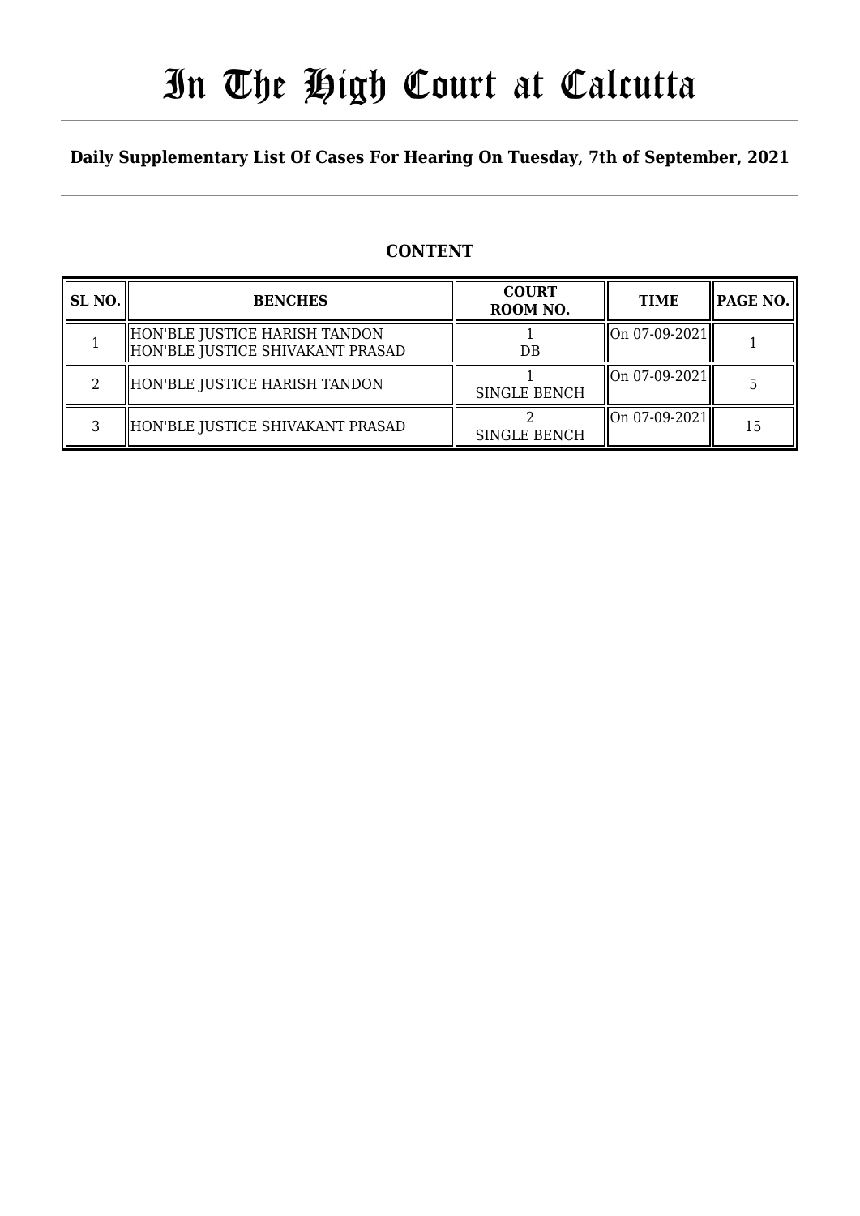# In The High Court at Calcutta

## Daily Supplementary List Of Cases For Hearing On Tuesday, 7th of September, 2021

### CONTENT

| SL NO. | BENCHES | COURT ROOM NO. | TIME | PAGE NO. |
|---|---|---|---|---|
| 1 | HON'BLE JUSTICE HARISH TANDON<br>HON'BLE JUSTICE SHIVAKANT PRASAD | 1<br>DB | On 07-09-2021 | 1 |
| 2 | HON'BLE JUSTICE HARISH TANDON | 1<br>SINGLE BENCH | On 07-09-2021 | 5 |
| 3 | HON'BLE JUSTICE SHIVAKANT PRASAD | 2<br>SINGLE BENCH | On 07-09-2021 | 15 |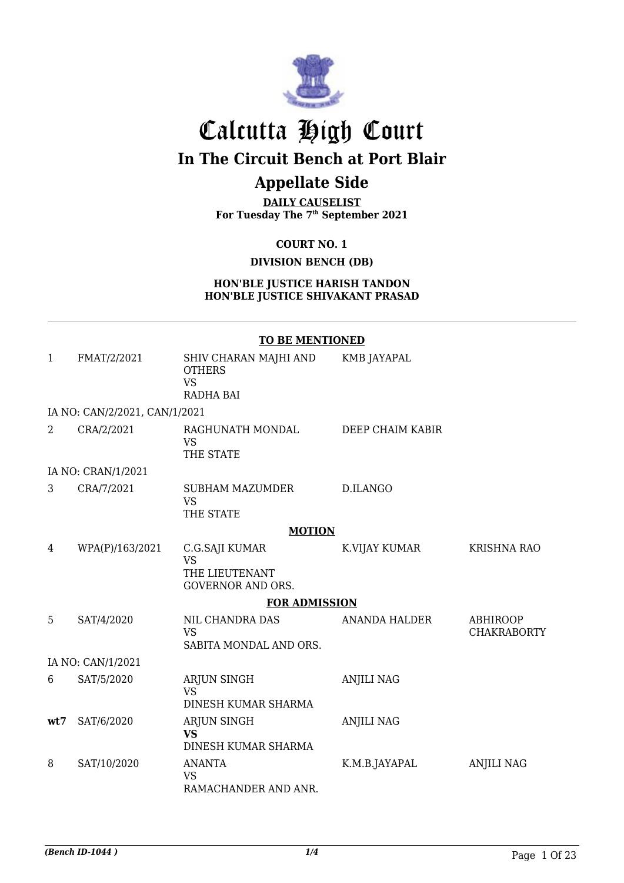# Calcutta High Court

## In The Circuit Bench at Port Blair

## Appellate Side

**DAILY CAUSELIST**
**For Tuesday The 7th September 2021**

**COURT NO. 1**

**DIVISION BENCH (DB)**

**HON'BLE JUSTICE HARISH TANDON**
**HON'BLE JUSTICE SHIVAKANT PRASAD**

**TO BE MENTIONED**

| | | | | |
|---|---|---|---|---|
| 1 | FMAT/2/2021 | SHIV CHARAN MAJHI AND OTHERS VS RADHA BAI | KMB JAYAPAL | |
| IA NO: CAN/2/2021, CAN/1/2021 | | | | |
| 2 | CRA/2/2021 | RAGHUNATH MONDAL VS THE STATE | DEEP CHAIM KABIR | |
| IA NO: CRAN/1/2021 | | | | |
| 3 | CRA/7/2021 | SUBHAM MAZUMDER VS THE STATE | D.ILANGO | |

**MOTION**

| | | | | |
|---|---|---|---|---|
| 4 | WPA(P)/163/2021 | C.G.SAJI KUMAR VS THE LIEUTENANT GOVERNOR AND ORS. | K.VIJAY KUMAR | KRISHNA RAO |

**FOR ADMISSION**

| | | | | |
|---|---|---|---|---|
| 5 | SAT/4/2020 | NIL CHANDRA DAS VS SABITA MONDAL AND ORS. | ANANDA HALDER | ABHIROOP CHAKRABORTY |
| IA NO: CAN/1/2021 | | | | |
| 6 | SAT/5/2020 | ARJUN SINGH VS DINESH KUMAR SHARMA | ANJILI NAG | |
| **wt7** | SAT/6/2020 | ARJUN SINGH **VS** DINESH KUMAR SHARMA | ANJILI NAG | |
| 8 | SAT/10/2020 | ANANTA VS RAMACHANDER AND ANR. | K.M.B.JAYAPAL | ANJILI NAG |

*(Bench ID-1044 )* 1/4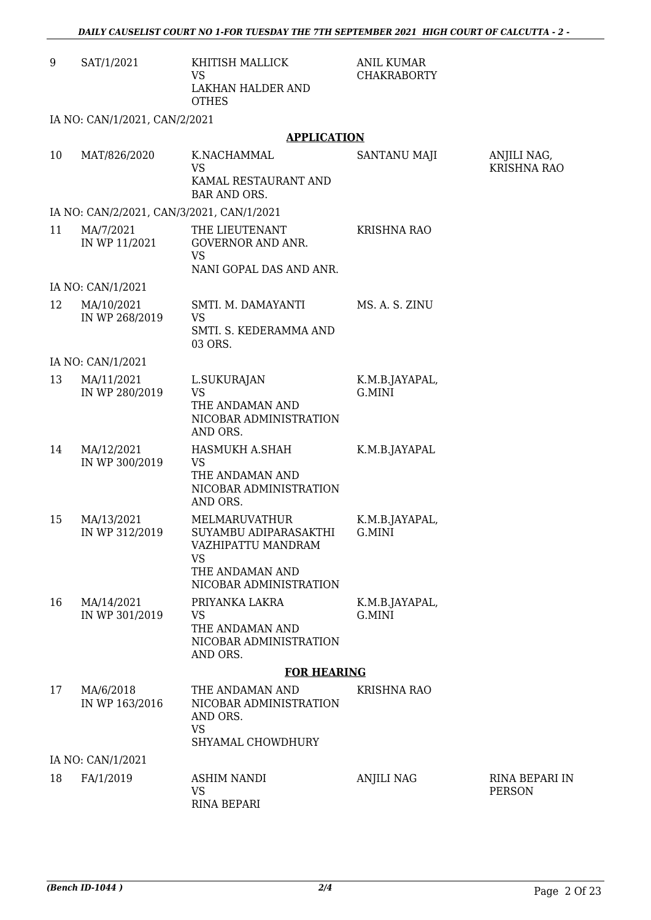| | | | | |
|---|---|---|---|---|
| 9 | SAT/1/2021 | KHITISH MALLICK<br>VS<br>LAKHAN HALDER AND OTHES | ANIL KUMAR CHAKRABORTY | |
| IA NO: CAN/1/2021, CAN/2/2021 | | | | |

**APPLICATION**

| | | | | |
|---|---|---|---|---|
| 10 | MAT/826/2020 | K.NACHAMMAL<br>VS<br>KAMAL RESTAURANT AND BAR AND ORS. | SANTANU MAJI | ANJILI NAG, KRISHNA RAO |
| IA NO: CAN/2/2021, CAN/3/2021, CAN/1/2021 | | | | |
| 11 | MA/7/2021<br>IN WP 11/2021 | THE LIEUTENANT GOVERNOR AND ANR.<br>VS<br>NANI GOPAL DAS AND ANR. | KRISHNA RAO | |
| IA NO: CAN/1/2021 | | | | |
| 12 | MA/10/2021<br>IN WP 268/2019 | SMTI. M. DAMAYANTI<br>VS<br>SMTI. S. KEDERAMMA AND 03 ORS. | MS. A. S. ZINU | |
| IA NO: CAN/1/2021 | | | | |
| 13 | MA/11/2021<br>IN WP 280/2019 | L.SUKURAJAN<br>VS<br>THE ANDAMAN AND NICOBAR ADMINISTRATION AND ORS. | K.M.B.JAYAPAL, G.MINI | |
| 14 | MA/12/2021<br>IN WP 300/2019 | HASMUKH A.SHAH<br>VS<br>THE ANDAMAN AND NICOBAR ADMINISTRATION AND ORS. | K.M.B.JAYAPAL | |
| 15 | MA/13/2021<br>IN WP 312/2019 | MELMARUVATHUR SUYAMBU ADIPARASAKTHI VAZHIPATTU MANDRAM<br>VS<br>THE ANDAMAN AND NICOBAR ADMINISTRATION | K.M.B.JAYAPAL, G.MINI | |
| 16 | MA/14/2021<br>IN WP 301/2019 | PRIYANKA LAKRA<br>VS<br>THE ANDAMAN AND NICOBAR ADMINISTRATION AND ORS. | K.M.B.JAYAPAL, G.MINI | |

**FOR HEARING**

| | | | | |
|---|---|---|---|---|
| 17 | MA/6/2018<br>IN WP 163/2016 | THE ANDAMAN AND NICOBAR ADMINISTRATION AND ORS.<br>VS<br>SHYAMAL CHOWDHURY | KRISHNA RAO | |
| IA NO: CAN/1/2021 | | | | |
| 18 | FA/1/2019 | ASHIM NANDI<br>VS<br>RINA BEPARI | ANJILI NAG | RINA BEPARI IN PERSON |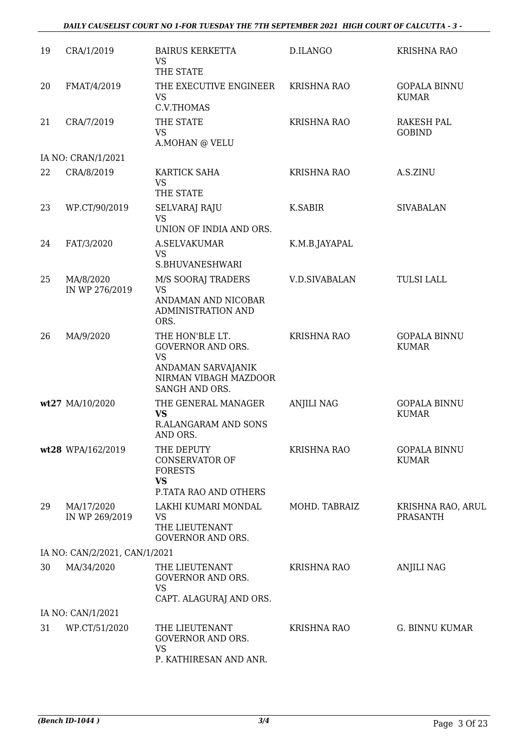| 19 | CRA/1/2019 | BAIRUS KERKETTA<br>VS<br>THE STATE | D.ILANGO | KRISHNA RAO |
|---|---|---|---|---|
| 20 | FMAT/4/2019 | THE EXECUTIVE ENGINEER<br>VS<br>C.V.THOMAS | KRISHNA RAO | GOPALA BINNU KUMAR |
| 21 | CRA/7/2019 | THE STATE<br>VS<br>A.MOHAN @ VELU | KRISHNA RAO | RAKESH PAL GOBIND |
| IA NO: CRAN/1/2021 | | | | |
| 22 | CRA/8/2019 | KARTICK SAHA<br>VS<br>THE STATE | KRISHNA RAO | A.S.ZINU |
| 23 | WP.CT/90/2019 | SELVARAJ RAJU<br>VS<br>UNION OF INDIA AND ORS. | K.SABIR | SIVABALAN |
| 24 | FAT/3/2020 | A.SELVAKUMAR<br>VS<br>S.BHUVANESHWARI | K.M.B.JAYAPAL | |
| 25 | MA/8/2020<br>IN WP 276/2019 | M/S SOORAJ TRADERS<br>VS<br>ANDAMAN AND NICOBAR ADMINISTRATION AND ORS. | V.D.SIVABALAN | TULSI LALL |
| 26 | MA/9/2020 | THE HON'BLE LT. GOVERNOR AND ORS.<br>VS<br>ANDAMAN SARVAJANIK NIRMAN VIBAGH MAZDOOR SANGH AND ORS. | KRISHNA RAO | GOPALA BINNU KUMAR |
| **wt27** | MA/10/2020 | THE GENERAL MANAGER<br>**VS**<br>R.ALANGARAM AND SONS AND ORS. | ANJILI NAG | GOPALA BINNU KUMAR |
| **wt28** | WPA/162/2019 | THE DEPUTY CONSERVATOR OF FORESTS<br>**VS**<br>P.TATA RAO AND OTHERS | KRISHNA RAO | GOPALA BINNU KUMAR |
| 29 | MA/17/2020<br>IN WP 269/2019 | LAKHI KUMARI MONDAL<br>VS<br>THE LIEUTENANT GOVERNOR AND ORS. | MOHD. TABRAIZ | KRISHNA RAO, ARUL PRASANTH |
| IA NO: CAN/2/2021, CAN/1/2021 | | | | |
| 30 | MA/34/2020 | THE LIEUTENANT GOVERNOR AND ORS.<br>VS<br>CAPT. ALAGURAJ AND ORS. | KRISHNA RAO | ANJILI NAG |
| IA NO: CAN/1/2021 | | | | |
| 31 | WP.CT/51/2020 | THE LIEUTENANT GOVERNOR AND ORS.<br>VS<br>P. KATHIRESAN AND ANR. | KRISHNA RAO | G. BINNU KUMAR |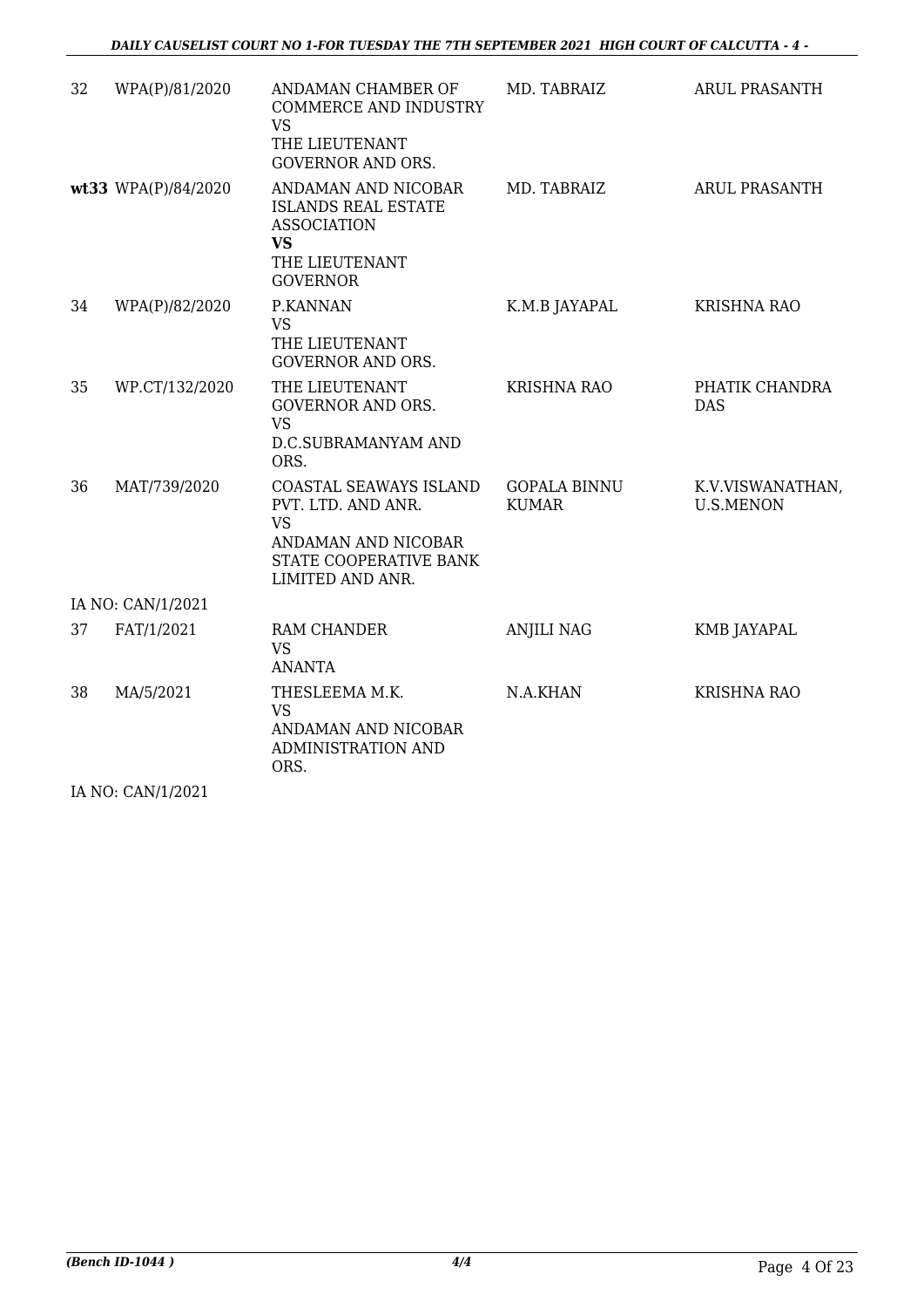| | | | | |
|---|---|---|---|---|
| 32 | WPA(P)/81/2020 | ANDAMAN CHAMBER OF COMMERCE AND INDUSTRY<br>VS<br>THE LIEUTENANT GOVERNOR AND ORS. | MD. TABRAIZ | ARUL PRASANTH |
| **wt33** | WPA(P)/84/2020 | ANDAMAN AND NICOBAR ISLANDS REAL ESTATE ASSOCIATION<br>**VS**<br>THE LIEUTENANT GOVERNOR | MD. TABRAIZ | ARUL PRASANTH |
| 34 | WPA(P)/82/2020 | P.KANNAN<br>VS<br>THE LIEUTENANT GOVERNOR AND ORS. | K.M.B JAYAPAL | KRISHNA RAO |
| 35 | WP.CT/132/2020 | THE LIEUTENANT GOVERNOR AND ORS.<br>VS<br>D.C.SUBRAMANYAM AND ORS. | KRISHNA RAO | PHATIK CHANDRA DAS |
| 36 | MAT/739/2020 | COASTAL SEAWAYS ISLAND PVT. LTD. AND ANR.<br>VS<br>ANDAMAN AND NICOBAR STATE COOPERATIVE BANK LIMITED AND ANR. | GOPALA BINNU KUMAR | K.V.VISWANATHAN, U.S.MENON |
| | IA NO: CAN/1/2021 | | | |
| 37 | FAT/1/2021 | RAM CHANDER<br>VS<br>ANANTA | ANJILI NAG | KMB JAYAPAL |
| 38 | MA/5/2021 | THESLEEMA M.K.<br>VS<br>ANDAMAN AND NICOBAR ADMINISTRATION AND ORS. | N.A.KHAN | KRISHNA RAO |
| | IA NO: CAN/1/2021 | | | |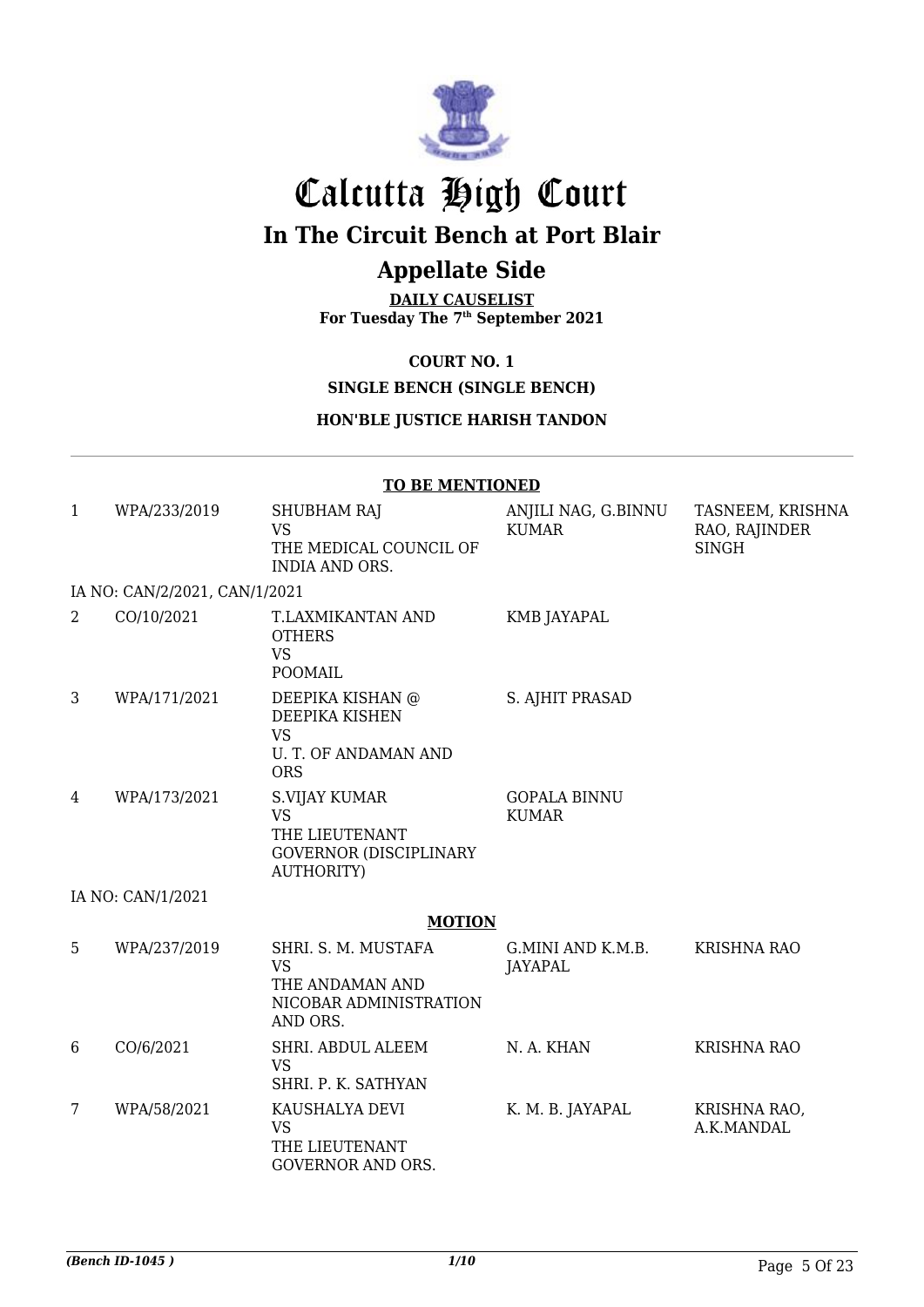# Calcutta High Court

## In The Circuit Bench at Port Blair

## Appellate Side

**DAILY CAUSELIST**
**For Tuesday The 7th September 2021**

**COURT NO. 1**

**SINGLE BENCH (SINGLE BENCH)**

**HON'BLE JUSTICE HARISH TANDON**

**TO BE MENTIONED**

| | | | | |
|---|---|---|---|---|
| 1 | WPA/233/2019 | SHUBHAM RAJ<br>VS<br>THE MEDICAL COUNCIL OF INDIA AND ORS. | ANJILI NAG, G.BINNU KUMAR | TASNEEM, KRISHNA RAO, RAJINDER SINGH |
| | IA NO: CAN/2/2021, CAN/1/2021 | | | |
| 2 | CO/10/2021 | T.LAXMIKANTAN AND OTHERS<br>VS<br>POOMAIL | KMB JAYAPAL | |
| 3 | WPA/171/2021 | DEEPIKA KISHAN @ DEEPIKA KISHEN<br>VS<br>U. T. OF ANDAMAN AND ORS | S. AJHIT PRASAD | |
| 4 | WPA/173/2021 | S.VIJAY KUMAR<br>VS<br>THE LIEUTENANT GOVERNOR (DISCIPLINARY AUTHORITY) | GOPALA BINNU KUMAR | |
| | IA NO: CAN/1/2021 | | | |

**MOTION**

| | | | | |
|---|---|---|---|---|
| 5 | WPA/237/2019 | SHRI. S. M. MUSTAFA<br>VS<br>THE ANDAMAN AND NICOBAR ADMINISTRATION AND ORS. | G.MINI AND K.M.B. JAYAPAL | KRISHNA RAO |
| 6 | CO/6/2021 | SHRI. ABDUL ALEEM<br>VS<br>SHRI. P. K. SATHYAN | N. A. KHAN | KRISHNA RAO |
| 7 | WPA/58/2021 | KAUSHALYA DEVI<br>VS<br>THE LIEUTENANT GOVERNOR AND ORS. | K. M. B. JAYAPAL | KRISHNA RAO, A.K.MANDAL |

*(Bench ID-1045 )*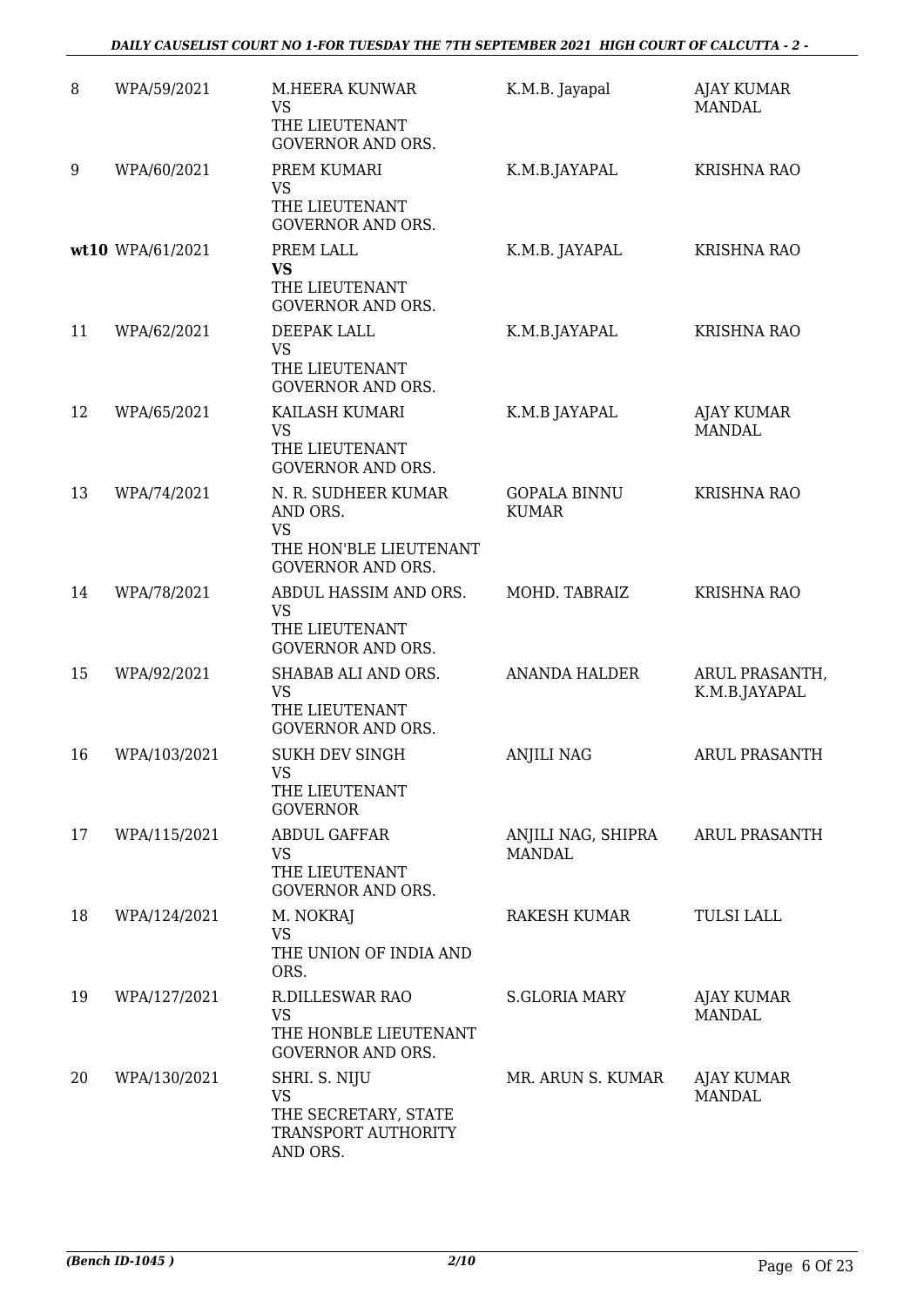| | | | | |
|---|---|---|---|---|
| 8 | WPA/59/2021 | M.HEERA KUNWAR<br>VS<br>THE LIEUTENANT GOVERNOR AND ORS. | K.M.B. Jayapal | AJAY KUMAR MANDAL |
| 9 | WPA/60/2021 | PREM KUMARI<br>VS<br>THE LIEUTENANT GOVERNOR AND ORS. | K.M.B.JAYAPAL | KRISHNA RAO |
| **wt10** | WPA/61/2021 | PREM LALL<br>**VS**<br>THE LIEUTENANT GOVERNOR AND ORS. | K.M.B. JAYAPAL | KRISHNA RAO |
| 11 | WPA/62/2021 | DEEPAK LALL<br>VS<br>THE LIEUTENANT GOVERNOR AND ORS. | K.M.B.JAYAPAL | KRISHNA RAO |
| 12 | WPA/65/2021 | KAILASH KUMARI<br>VS<br>THE LIEUTENANT GOVERNOR AND ORS. | K.M.B JAYAPAL | AJAY KUMAR MANDAL |
| 13 | WPA/74/2021 | N. R. SUDHEER KUMAR AND ORS.<br>VS<br>THE HON'BLE LIEUTENANT GOVERNOR AND ORS. | GOPALA BINNU KUMAR | KRISHNA RAO |
| 14 | WPA/78/2021 | ABDUL HASSIM AND ORS.<br>VS<br>THE LIEUTENANT GOVERNOR AND ORS. | MOHD. TABRAIZ | KRISHNA RAO |
| 15 | WPA/92/2021 | SHABAB ALI AND ORS.<br>VS<br>THE LIEUTENANT GOVERNOR AND ORS. | ANANDA HALDER | ARUL PRASANTH, K.M.B.JAYAPAL |
| 16 | WPA/103/2021 | SUKH DEV SINGH<br>VS<br>THE LIEUTENANT GOVERNOR | ANJILI NAG | ARUL PRASANTH |
| 17 | WPA/115/2021 | ABDUL GAFFAR<br>VS<br>THE LIEUTENANT GOVERNOR AND ORS. | ANJILI NAG, SHIPRA MANDAL | ARUL PRASANTH |
| 18 | WPA/124/2021 | M. NOKRAJ<br>VS<br>THE UNION OF INDIA AND ORS. | RAKESH KUMAR | TULSI LALL |
| 19 | WPA/127/2021 | R.DILLESWAR RAO<br>VS<br>THE HONBLE LIEUTENANT GOVERNOR AND ORS. | S.GLORIA MARY | AJAY KUMAR MANDAL |
| 20 | WPA/130/2021 | SHRI. S. NIJU<br>VS<br>THE SECRETARY, STATE TRANSPORT AUTHORITY AND ORS. | MR. ARUN S. KUMAR | AJAY KUMAR MANDAL |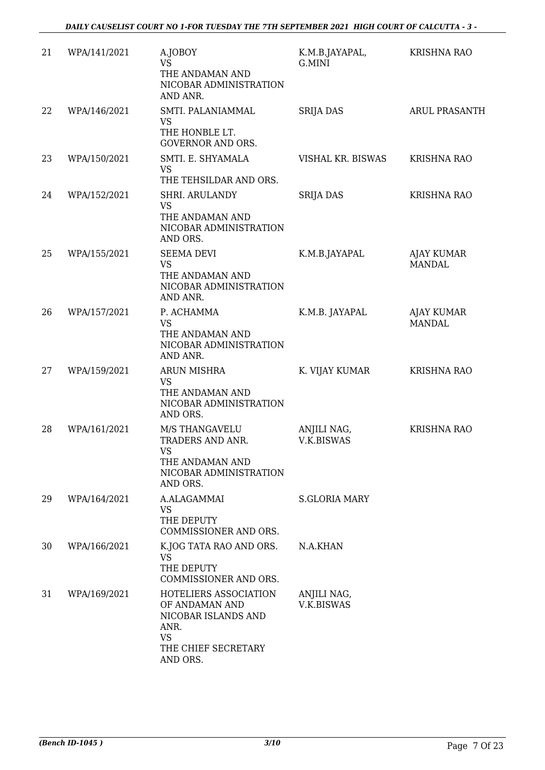| 21 | WPA/141/2021 | A.JOBOY<br>VS<br>THE ANDAMAN AND NICOBAR ADMINISTRATION AND ANR. | K.M.B.JAYAPAL, G.MINI | KRISHNA RAO |
|---|---|---|---|---|
| 22 | WPA/146/2021 | SMTI. PALANIAMMAL<br>VS<br>THE HONBLE LT. GOVERNOR AND ORS. | SRIJA DAS | ARUL PRASANTH |
| 23 | WPA/150/2021 | SMTI. E. SHYAMALA<br>VS<br>THE TEHSILDAR AND ORS. | VISHAL KR. BISWAS | KRISHNA RAO |
| 24 | WPA/152/2021 | SHRI. ARULANDY<br>VS<br>THE ANDAMAN AND NICOBAR ADMINISTRATION AND ORS. | SRIJA DAS | KRISHNA RAO |
| 25 | WPA/155/2021 | SEEMA DEVI<br>VS<br>THE ANDAMAN AND NICOBAR ADMINISTRATION AND ANR. | K.M.B.JAYAPAL | AJAY KUMAR MANDAL |
| 26 | WPA/157/2021 | P. ACHAMMA<br>VS<br>THE ANDAMAN AND NICOBAR ADMINISTRATION AND ANR. | K.M.B. JAYAPAL | AJAY KUMAR MANDAL |
| 27 | WPA/159/2021 | ARUN MISHRA<br>VS<br>THE ANDAMAN AND NICOBAR ADMINISTRATION AND ORS. | K. VIJAY KUMAR | KRISHNA RAO |
| 28 | WPA/161/2021 | M/S THANGAVELU TRADERS AND ANR.<br>VS<br>THE ANDAMAN AND NICOBAR ADMINISTRATION AND ORS. | ANJILI NAG, V.K.BISWAS | KRISHNA RAO |
| 29 | WPA/164/2021 | A.ALAGAMMAI<br>VS<br>THE DEPUTY COMMISSIONER AND ORS. | S.GLORIA MARY | |
| 30 | WPA/166/2021 | K.JOG TATA RAO AND ORS.<br>VS<br>THE DEPUTY COMMISSIONER AND ORS. | N.A.KHAN | |
| 31 | WPA/169/2021 | HOTELIERS ASSOCIATION OF ANDAMAN AND NICOBAR ISLANDS AND ANR.<br>VS<br>THE CHIEF SECRETARY AND ORS. | ANJILI NAG, V.K.BISWAS | |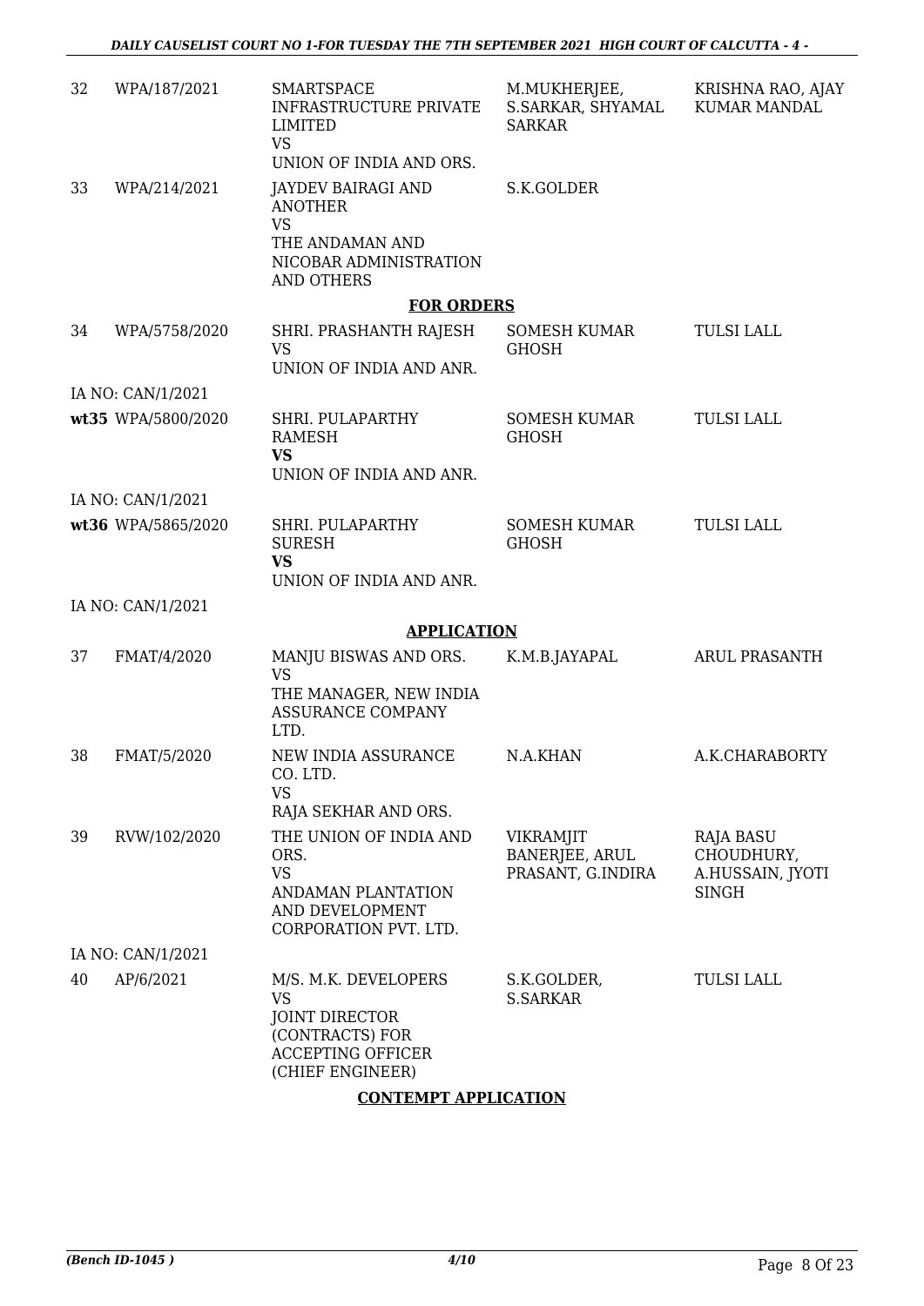| | | | | |
|---|---|---|---|---|
| 32 | WPA/187/2021 | SMARTSPACE INFRASTRUCTURE PRIVATE LIMITED VS UNION OF INDIA AND ORS. | M.MUKHERJEE, S.SARKAR, SHYAMAL SARKAR | KRISHNA RAO, AJAY KUMAR MANDAL |
| 33 | WPA/214/2021 | JAYDEV BAIRAGI AND ANOTHER VS THE ANDAMAN AND NICOBAR ADMINISTRATION AND OTHERS | S.K.GOLDER | |

**FOR ORDERS**

| | | | | |
|---|---|---|---|---|
| 34 | WPA/5758/2020 | SHRI. PRASHANTH RAJESH VS UNION OF INDIA AND ANR. | SOMESH KUMAR GHOSH | TULSI LALL |
| | IA NO: CAN/1/2021 | | | |
| wt35 | WPA/5800/2020 | SHRI. PULAPARTHY RAMESH **VS** UNION OF INDIA AND ANR. | SOMESH KUMAR GHOSH | TULSI LALL |
| | IA NO: CAN/1/2021 | | | |
| wt36 | WPA/5865/2020 | SHRI. PULAPARTHY SURESH **VS** UNION OF INDIA AND ANR. | SOMESH KUMAR GHOSH | TULSI LALL |
| | IA NO: CAN/1/2021 | | | |

**APPLICATION**

| | | | | |
|---|---|---|---|---|
| 37 | FMAT/4/2020 | MANJU BISWAS AND ORS. VS THE MANAGER, NEW INDIA ASSURANCE COMPANY LTD. | K.M.B.JAYAPAL | ARUL PRASANTH |
| 38 | FMAT/5/2020 | NEW INDIA ASSURANCE CO. LTD. VS RAJA SEKHAR AND ORS. | N.A.KHAN | A.K.CHARABORTY |
| 39 | RVW/102/2020 | THE UNION OF INDIA AND ORS. VS ANDAMAN PLANTATION AND DEVELOPMENT CORPORATION PVT. LTD. | VIKRAMJIT BANERJEE, ARUL PRASANT, G.INDIRA | RAJA BASU CHOUDHURY, A.HUSSAIN, JYOTI SINGH |
| | IA NO: CAN/1/2021 | | | |
| 40 | AP/6/2021 | M/S. M.K. DEVELOPERS VS JOINT DIRECTOR (CONTRACTS) FOR ACCEPTING OFFICER (CHIEF ENGINEER) | S.K.GOLDER, S.SARKAR | TULSI LALL |

**CONTEMPT APPLICATION**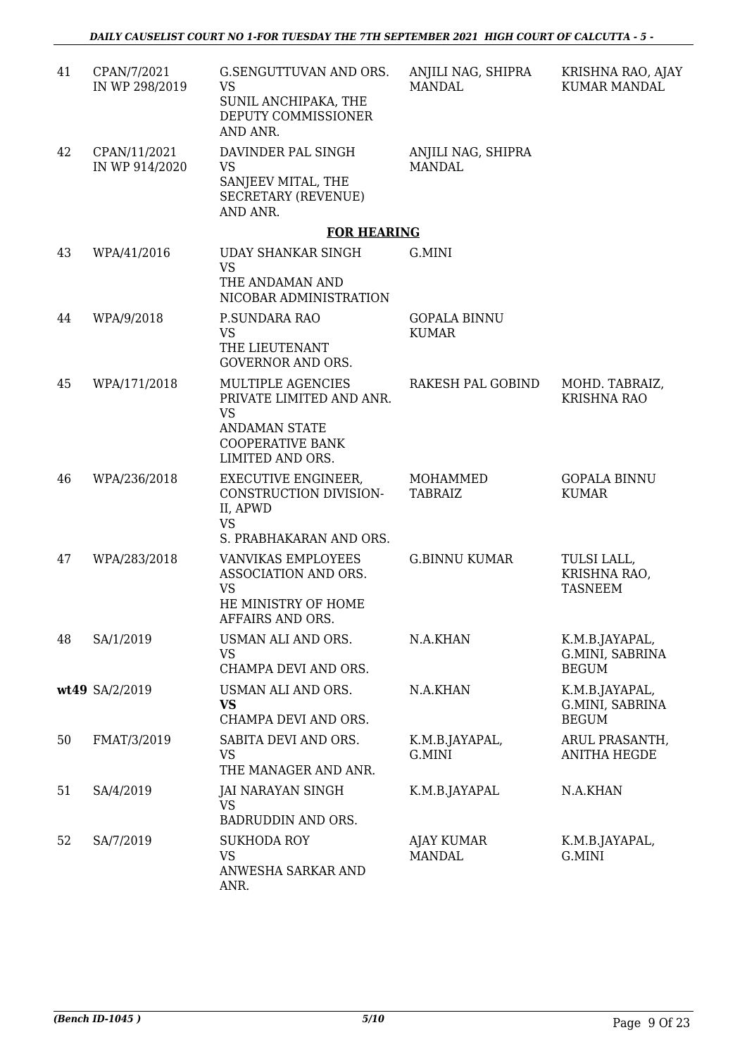| | | | | |
|---|---|---|---|---|
| 41 | CPAN/7/2021 IN WP 298/2019 | G.SENGUTTUVAN AND ORS. VS SUNIL ANCHIPAKA, THE DEPUTY COMMISSIONER AND ANR. | ANJILI NAG, SHIPRA MANDAL | KRISHNA RAO, AJAY KUMAR MANDAL |
| 42 | CPAN/11/2021 IN WP 914/2020 | DAVINDER PAL SINGH VS SANJEEV MITAL, THE SECRETARY (REVENUE) AND ANR. | ANJILI NAG, SHIPRA MANDAL | |

**FOR HEARING**

| | | | | |
|---|---|---|---|---|
| 43 | WPA/41/2016 | UDAY SHANKAR SINGH VS THE ANDAMAN AND NICOBAR ADMINISTRATION | G.MINI | |
| 44 | WPA/9/2018 | P.SUNDARA RAO VS THE LIEUTENANT GOVERNOR AND ORS. | GOPALA BINNU KUMAR | |
| 45 | WPA/171/2018 | MULTIPLE AGENCIES PRIVATE LIMITED AND ANR. VS ANDAMAN STATE COOPERATIVE BANK LIMITED AND ORS. | RAKESH PAL GOBIND | MOHD. TABRAIZ, KRISHNA RAO |
| 46 | WPA/236/2018 | EXECUTIVE ENGINEER, CONSTRUCTION DIVISION-II, APWD VS S. PRABHAKARAN AND ORS. | MOHAMMED TABRAIZ | GOPALA BINNU KUMAR |
| 47 | WPA/283/2018 | VANVIKAS EMPLOYEES ASSOCIATION AND ORS. VS HE MINISTRY OF HOME AFFAIRS AND ORS. | G.BINNU KUMAR | TULSI LALL, KRISHNA RAO, TASNEEM |
| 48 | SA/1/2019 | USMAN ALI AND ORS. VS CHAMPA DEVI AND ORS. | N.A.KHAN | K.M.B.JAYAPAL, G.MINI, SABRINA BEGUM |
| wt49 | SA/2/2019 | USMAN ALI AND ORS. **VS** CHAMPA DEVI AND ORS. | N.A.KHAN | K.M.B.JAYAPAL, G.MINI, SABRINA BEGUM |
| 50 | FMAT/3/2019 | SABITA DEVI AND ORS. VS THE MANAGER AND ANR. | K.M.B.JAYAPAL, G.MINI | ARUL PRASANTH, ANITHA HEGDE |
| 51 | SA/4/2019 | JAI NARAYAN SINGH VS BADRUDDIN AND ORS. | K.M.B.JAYAPAL | N.A.KHAN |
| 52 | SA/7/2019 | SUKHODA ROY VS ANWESHA SARKAR AND ANR. | AJAY KUMAR MANDAL | K.M.B.JAYAPAL, G.MINI |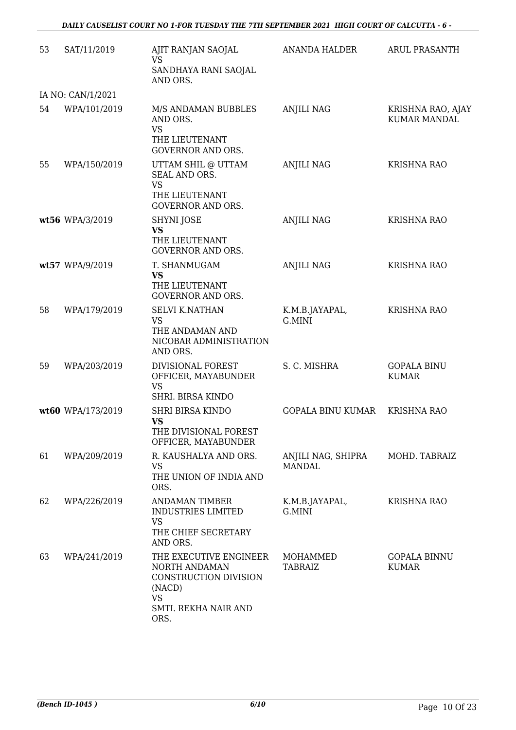| | | | | |
|---|---|---|---|---|
| 53 | SAT/11/2019 | AJIT RANJAN SAOJAL<br>VS<br>SANDHAYA RANI SAOJAL AND ORS. | ANANDA HALDER | ARUL PRASANTH |
| | IA NO: CAN/1/2021 | | | |
| 54 | WPA/101/2019 | M/S ANDAMAN BUBBLES AND ORS.<br>VS<br>THE LIEUTENANT GOVERNOR AND ORS. | ANJILI NAG | KRISHNA RAO, AJAY KUMAR MANDAL |
| 55 | WPA/150/2019 | UTTAM SHIL @ UTTAM SEAL AND ORS.<br>VS<br>THE LIEUTENANT GOVERNOR AND ORS. | ANJILI NAG | KRISHNA RAO |
| **wt56** | WPA/3/2019 | SHYNI JOSE<br>**VS**<br>THE LIEUTENANT GOVERNOR AND ORS. | ANJILI NAG | KRISHNA RAO |
| **wt57** | WPA/9/2019 | T. SHANMUGAM<br>**VS**<br>THE LIEUTENANT GOVERNOR AND ORS. | ANJILI NAG | KRISHNA RAO |
| 58 | WPA/179/2019 | SELVI K.NATHAN<br>VS<br>THE ANDAMAN AND NICOBAR ADMINISTRATION AND ORS. | K.M.B.JAYAPAL, G.MINI | KRISHNA RAO |
| 59 | WPA/203/2019 | DIVISIONAL FOREST OFFICER, MAYABUNDER<br>VS<br>SHRI. BIRSA KINDO | S. C. MISHRA | GOPALA BINU KUMAR |
| **wt60** | WPA/173/2019 | SHRI BIRSA KINDO<br>**VS**<br>THE DIVISIONAL FOREST OFFICER, MAYABUNDER | GOPALA BINU KUMAR | KRISHNA RAO |
| 61 | WPA/209/2019 | R. KAUSHALYA AND ORS.<br>VS<br>THE UNION OF INDIA AND ORS. | ANJILI NAG, SHIPRA MANDAL | MOHD. TABRAIZ |
| 62 | WPA/226/2019 | ANDAMAN TIMBER INDUSTRIES LIMITED<br>VS<br>THE CHIEF SECRETARY AND ORS. | K.M.B.JAYAPAL, G.MINI | KRISHNA RAO |
| 63 | WPA/241/2019 | THE EXECUTIVE ENGINEER NORTH ANDAMAN CONSTRUCTION DIVISION (NACD)<br>VS<br>SMTI. REKHA NAIR AND ORS. | MOHAMMED TABRAIZ | GOPALA BINNU KUMAR |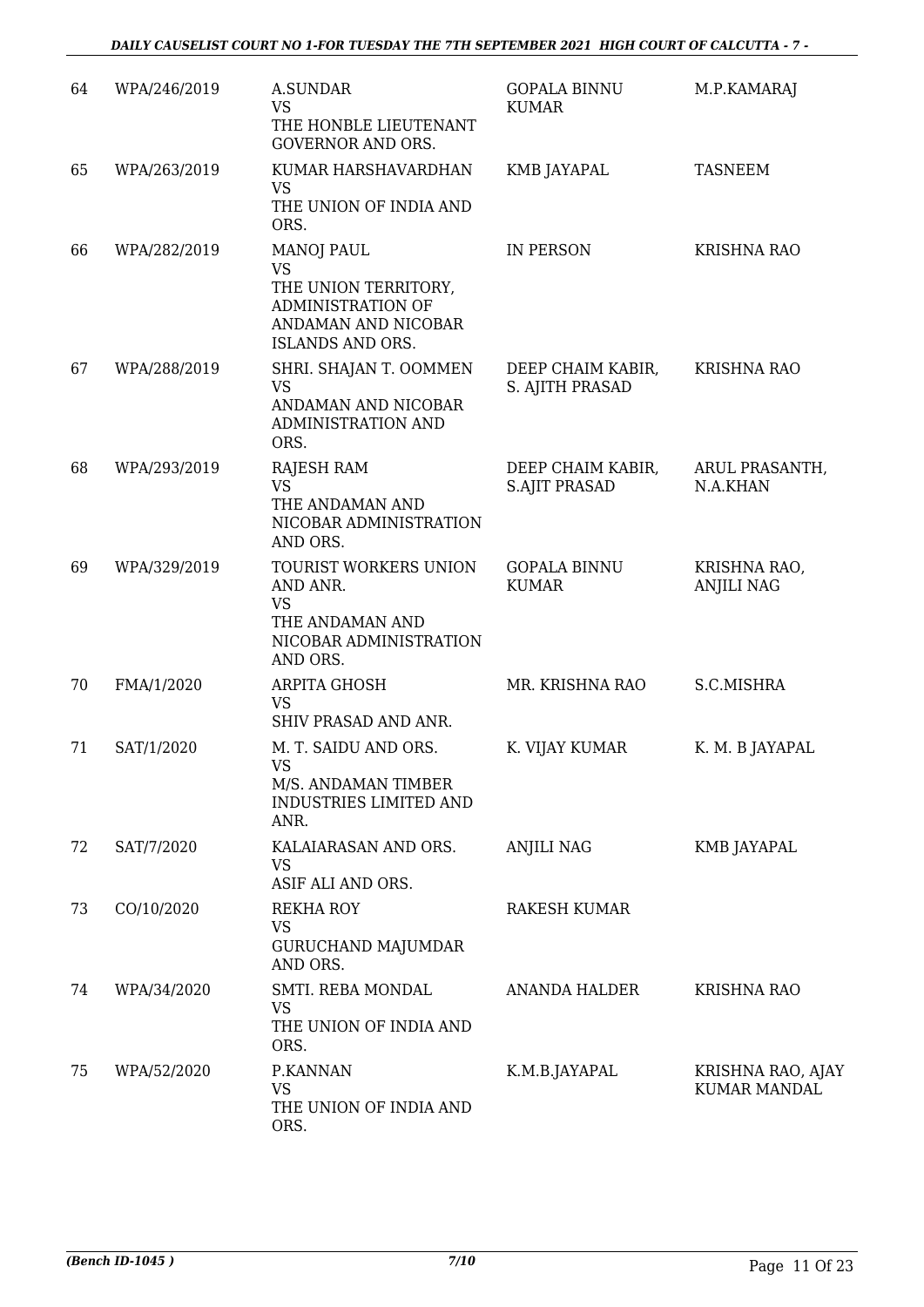| 64 | WPA/246/2019 | A.SUNDAR<br>VS<br>THE HONBLE LIEUTENANT GOVERNOR AND ORS. | GOPALA BINNU KUMAR | M.P.KAMARAJ |
|---|---|---|---|---|
| 65 | WPA/263/2019 | KUMAR HARSHAVARDHAN<br>VS<br>THE UNION OF INDIA AND ORS. | KMB JAYAPAL | TASNEEM |
| 66 | WPA/282/2019 | MANOJ PAUL<br>VS<br>THE UNION TERRITORY, ADMINISTRATION OF ANDAMAN AND NICOBAR ISLANDS AND ORS. | IN PERSON | KRISHNA RAO |
| 67 | WPA/288/2019 | SHRI. SHAJAN T. OOMMEN<br>VS<br>ANDAMAN AND NICOBAR ADMINISTRATION AND ORS. | DEEP CHAIM KABIR, S. AJITH PRASAD | KRISHNA RAO |
| 68 | WPA/293/2019 | RAJESH RAM<br>VS<br>THE ANDAMAN AND NICOBAR ADMINISTRATION AND ORS. | DEEP CHAIM KABIR, S.AJIT PRASAD | ARUL PRASANTH, N.A.KHAN |
| 69 | WPA/329/2019 | TOURIST WORKERS UNION AND ANR.<br>VS<br>THE ANDAMAN AND NICOBAR ADMINISTRATION AND ORS. | GOPALA BINNU KUMAR | KRISHNA RAO, ANJILI NAG |
| 70 | FMA/1/2020 | ARPITA GHOSH<br>VS<br>SHIV PRASAD AND ANR. | MR. KRISHNA RAO | S.C.MISHRA |
| 71 | SAT/1/2020 | M. T. SAIDU AND ORS.<br>VS<br>M/S. ANDAMAN TIMBER INDUSTRIES LIMITED AND ANR. | K. VIJAY KUMAR | K. M. B JAYAPAL |
| 72 | SAT/7/2020 | KALAIARASAN AND ORS.<br>VS<br>ASIF ALI AND ORS. | ANJILI NAG | KMB JAYAPAL |
| 73 | CO/10/2020 | REKHA ROY<br>VS<br>GURUCHAND MAJUMDAR AND ORS. | RAKESH KUMAR | |
| 74 | WPA/34/2020 | SMTI. REBA MONDAL<br>VS<br>THE UNION OF INDIA AND ORS. | ANANDA HALDER | KRISHNA RAO |
| 75 | WPA/52/2020 | P.KANNAN<br>VS<br>THE UNION OF INDIA AND ORS. | K.M.B.JAYAPAL | KRISHNA RAO, AJAY KUMAR MANDAL |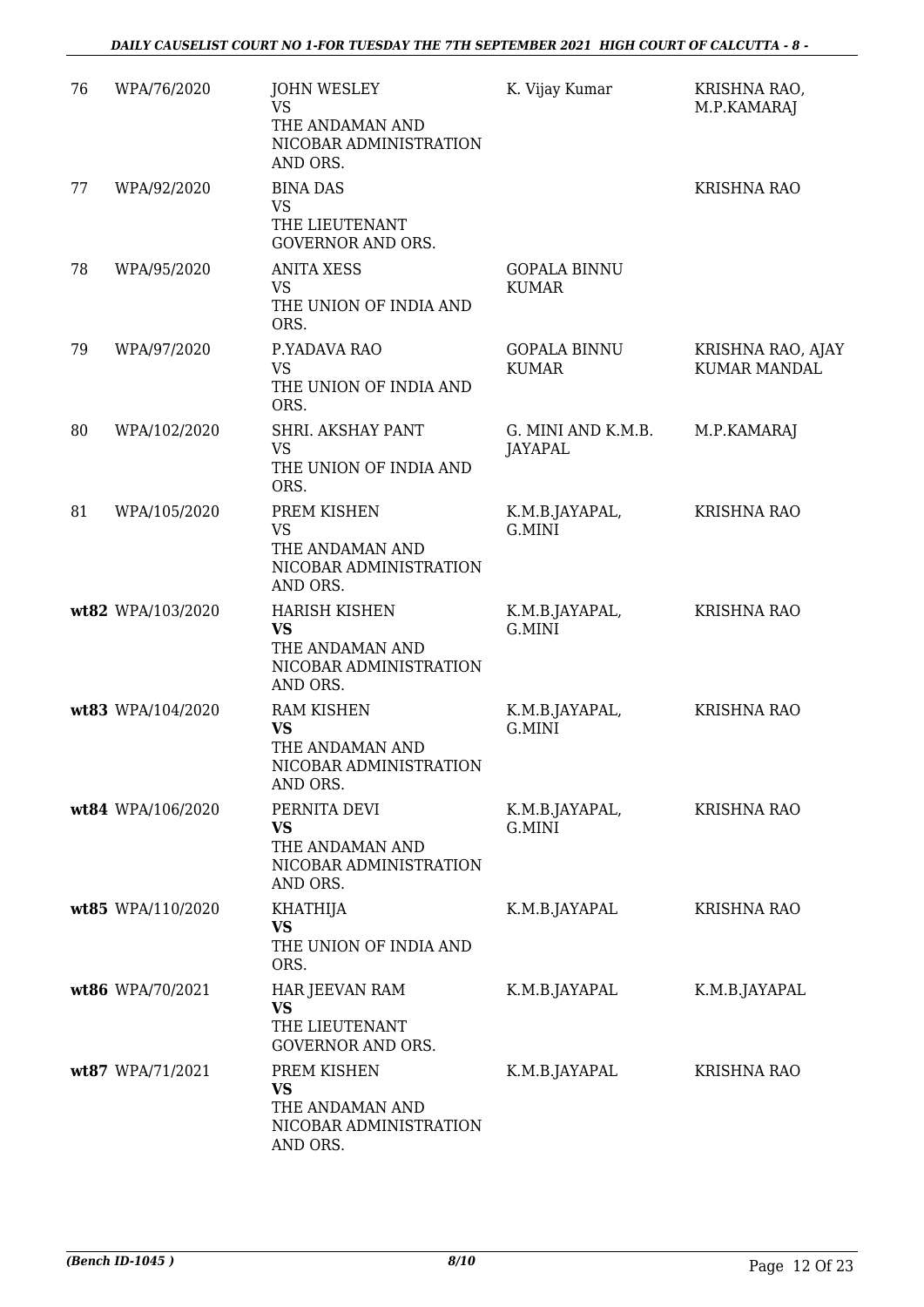| 76 | WPA/76/2020 | JOHN WESLEY<br>VS<br>THE ANDAMAN AND NICOBAR ADMINISTRATION AND ORS. | K. Vijay Kumar | KRISHNA RAO, M.P.KAMARAJ |
|---|---|---|---|---|
| 77 | WPA/92/2020 | BINA DAS<br>VS<br>THE LIEUTENANT GOVERNOR AND ORS. | | KRISHNA RAO |
| 78 | WPA/95/2020 | ANITA XESS<br>VS<br>THE UNION OF INDIA AND ORS. | GOPALA BINNU KUMAR | |
| 79 | WPA/97/2020 | P.YADAVA RAO<br>VS<br>THE UNION OF INDIA AND ORS. | GOPALA BINNU KUMAR | KRISHNA RAO, AJAY KUMAR MANDAL |
| 80 | WPA/102/2020 | SHRI. AKSHAY PANT<br>VS<br>THE UNION OF INDIA AND ORS. | G. MINI AND K.M.B. JAYAPAL | M.P.KAMARAJ |
| 81 | WPA/105/2020 | PREM KISHEN<br>VS<br>THE ANDAMAN AND NICOBAR ADMINISTRATION AND ORS. | K.M.B.JAYAPAL, G.MINI | KRISHNA RAO |
| **wt82** | WPA/103/2020 | HARISH KISHEN<br>**VS**<br>THE ANDAMAN AND NICOBAR ADMINISTRATION AND ORS. | K.M.B.JAYAPAL, G.MINI | KRISHNA RAO |
| **wt83** | WPA/104/2020 | RAM KISHEN<br>**VS**<br>THE ANDAMAN AND NICOBAR ADMINISTRATION AND ORS. | K.M.B.JAYAPAL, G.MINI | KRISHNA RAO |
| **wt84** | WPA/106/2020 | PERNITA DEVI<br>**VS**<br>THE ANDAMAN AND NICOBAR ADMINISTRATION AND ORS. | K.M.B.JAYAPAL, G.MINI | KRISHNA RAO |
| **wt85** | WPA/110/2020 | KHATHIJA<br>**VS**<br>THE UNION OF INDIA AND ORS. | K.M.B.JAYAPAL | KRISHNA RAO |
| **wt86** | WPA/70/2021 | HAR JEEVAN RAM<br>**VS**<br>THE LIEUTENANT GOVERNOR AND ORS. | K.M.B.JAYAPAL | K.M.B.JAYAPAL |
| **wt87** | WPA/71/2021 | PREM KISHEN<br>**VS**<br>THE ANDAMAN AND NICOBAR ADMINISTRATION AND ORS. | K.M.B.JAYAPAL | KRISHNA RAO |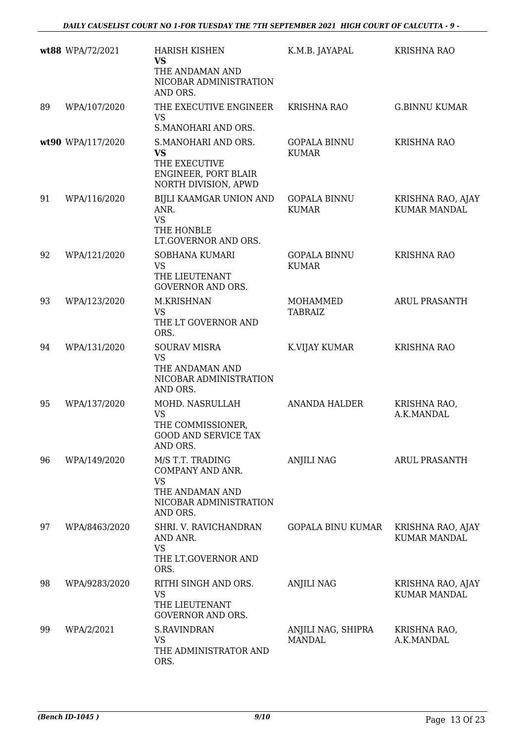| | | | | |
|---|---|---|---|---|
| **wt88** | WPA/72/2021 | HARISH KISHEN<br>**VS**<br>THE ANDAMAN AND NICOBAR ADMINISTRATION AND ORS. | K.M.B. JAYAPAL | KRISHNA RAO |
| 89 | WPA/107/2020 | THE EXECUTIVE ENGINEER<br>VS<br>S.MANOHARI AND ORS. | KRISHNA RAO | G.BINNU KUMAR |
| **wt90** | WPA/117/2020 | S.MANOHARI AND ORS.<br>**VS**<br>THE EXECUTIVE ENGINEER, PORT BLAIR NORTH DIVISION, APWD | GOPALA BINNU KUMAR | KRISHNA RAO |
| 91 | WPA/116/2020 | BIJLI KAAMGAR UNION AND ANR.<br>VS<br>THE HONBLE LT.GOVERNOR AND ORS. | GOPALA BINNU KUMAR | KRISHNA RAO, AJAY KUMAR MANDAL |
| 92 | WPA/121/2020 | SOBHANA KUMARI<br>VS<br>THE LIEUTENANT GOVERNOR AND ORS. | GOPALA BINNU KUMAR | KRISHNA RAO |
| 93 | WPA/123/2020 | M.KRISHNAN<br>VS<br>THE LT GOVERNOR AND ORS. | MOHAMMED TABRAIZ | ARUL PRASANTH |
| 94 | WPA/131/2020 | SOURAV MISRA<br>VS<br>THE ANDAMAN AND NICOBAR ADMINISTRATION AND ORS. | K.VIJAY KUMAR | KRISHNA RAO |
| 95 | WPA/137/2020 | MOHD. NASRULLAH<br>VS<br>THE COMMISSIONER, GOOD AND SERVICE TAX AND ORS. | ANANDA HALDER | KRISHNA RAO, A.K.MANDAL |
| 96 | WPA/149/2020 | M/S T.T. TRADING COMPANY AND ANR.<br>VS<br>THE ANDAMAN AND NICOBAR ADMINISTRATION AND ORS. | ANJILI NAG | ARUL PRASANTH |
| 97 | WPA/8463/2020 | SHRI. V. RAVICHANDRAN AND ANR.<br>VS<br>THE LT.GOVERNOR AND ORS. | GOPALA BINU KUMAR | KRISHNA RAO, AJAY KUMAR MANDAL |
| 98 | WPA/9283/2020 | RITHI SINGH AND ORS.<br>VS<br>THE LIEUTENANT GOVERNOR AND ORS. | ANJILI NAG | KRISHNA RAO, AJAY KUMAR MANDAL |
| 99 | WPA/2/2021 | S.RAVINDRAN<br>VS<br>THE ADMINISTRATOR AND ORS. | ANJILI NAG, SHIPRA MANDAL | KRISHNA RAO, A.K.MANDAL |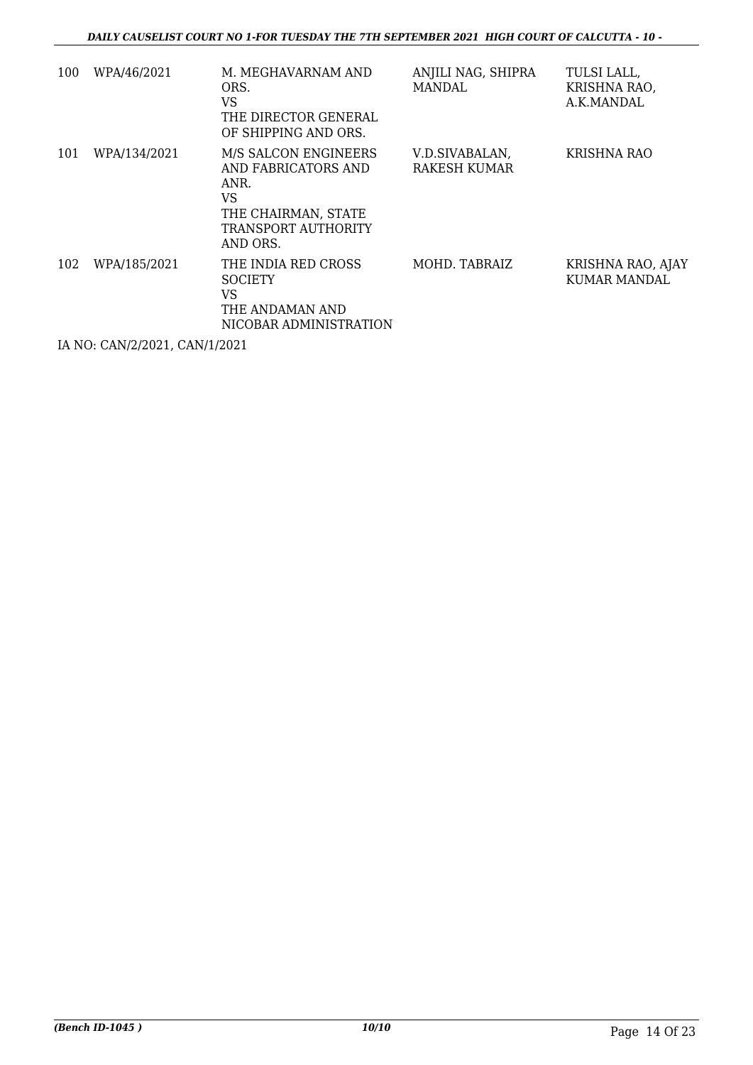| 100 | WPA/46/2021 | M. MEGHAVARNAM AND ORS.<br>VS<br>THE DIRECTOR GENERAL OF SHIPPING AND ORS. | ANJILI NAG, SHIPRA MANDAL | TULSI LALL, KRISHNA RAO, A.K.MANDAL |
|---|---|---|---|---|
| 101 | WPA/134/2021 | M/S SALCON ENGINEERS AND FABRICATORS AND ANR.<br>VS<br>THE CHAIRMAN, STATE TRANSPORT AUTHORITY AND ORS. | V.D.SIVABALAN, RAKESH KUMAR | KRISHNA RAO |
| 102 | WPA/185/2021 | THE INDIA RED CROSS SOCIETY<br>VS<br>THE ANDAMAN AND NICOBAR ADMINISTRATION | MOHD. TABRAIZ | KRISHNA RAO, AJAY KUMAR MANDAL |

IA NO: CAN/2/2021, CAN/1/2021

*(Bench ID-1045 )* **10/10**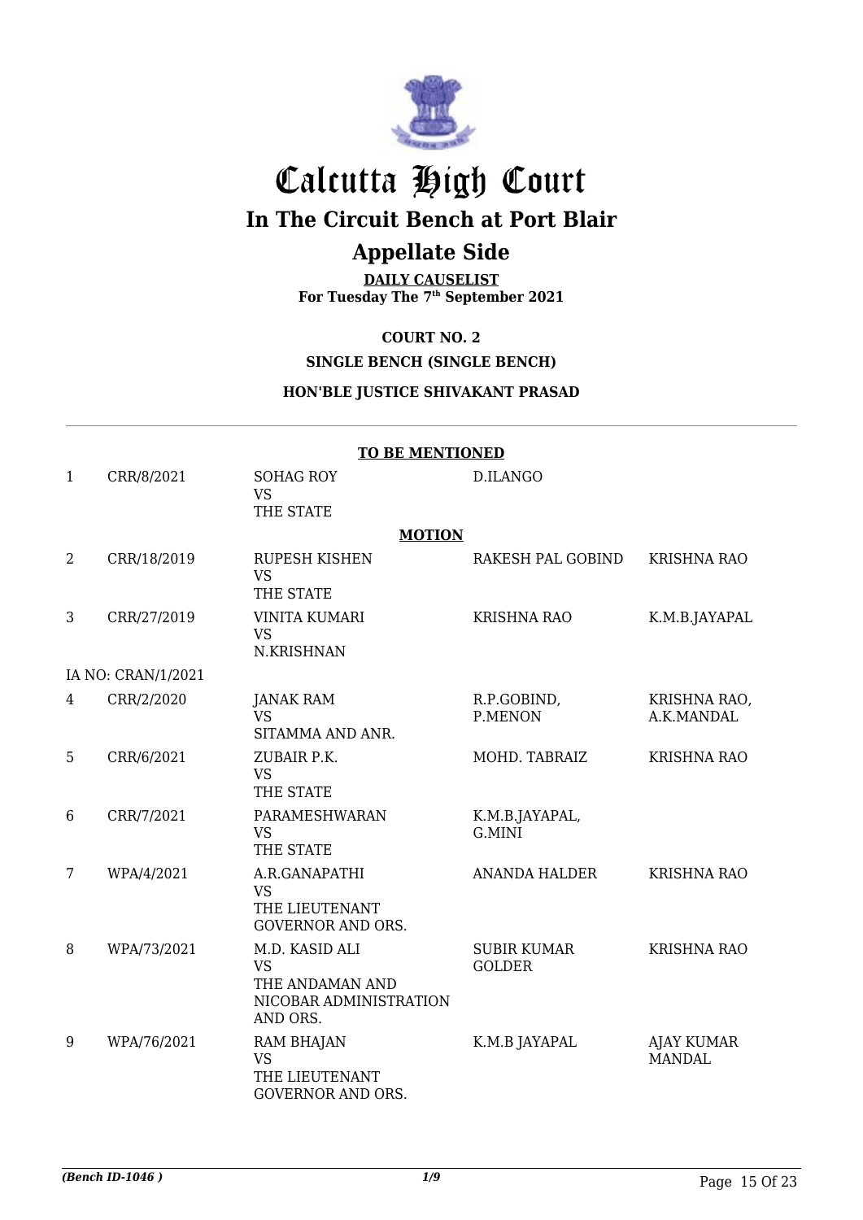# Calcutta High Court

## In The Circuit Bench at Port Blair

## Appellate Side

**DAILY CAUSELIST**
**For Tuesday The 7th September 2021**

**COURT NO. 2**

**SINGLE BENCH (SINGLE BENCH)**

**HON'BLE JUSTICE SHIVAKANT PRASAD**

**TO BE MENTIONED**

| | | | | |
|---|---|---|---|---|
| 1 | CRR/8/2021 | SOHAG ROY VS THE STATE | D.ILANGO | |

**MOTION**

| | | | | |
|---|---|---|---|---|
| 2 | CRR/18/2019 | RUPESH KISHEN VS THE STATE | RAKESH PAL GOBIND | KRISHNA RAO |
| 3 | CRR/27/2019 | VINITA KUMARI VS N.KRISHNAN | KRISHNA RAO | K.M.B.JAYAPAL |
| IA NO: CRAN/1/2021 | | | | |
| 4 | CRR/2/2020 | JANAK RAM VS SITAMMA AND ANR. | R.P.GOBIND, P.MENON | KRISHNA RAO, A.K.MANDAL |
| 5 | CRR/6/2021 | ZUBAIR P.K. VS THE STATE | MOHD. TABRAIZ | KRISHNA RAO |
| 6 | CRR/7/2021 | PARAMESHWARAN VS THE STATE | K.M.B.JAYAPAL, G.MINI | |
| 7 | WPA/4/2021 | A.R.GANAPATHI VS THE LIEUTENANT GOVERNOR AND ORS. | ANANDA HALDER | KRISHNA RAO |
| 8 | WPA/73/2021 | M.D. KASID ALI VS THE ANDAMAN AND NICOBAR ADMINISTRATION AND ORS. | SUBIR KUMAR GOLDER | KRISHNA RAO |
| 9 | WPA/76/2021 | RAM BHAJAN VS THE LIEUTENANT GOVERNOR AND ORS. | K.M.B JAYAPAL | AJAY KUMAR MANDAL |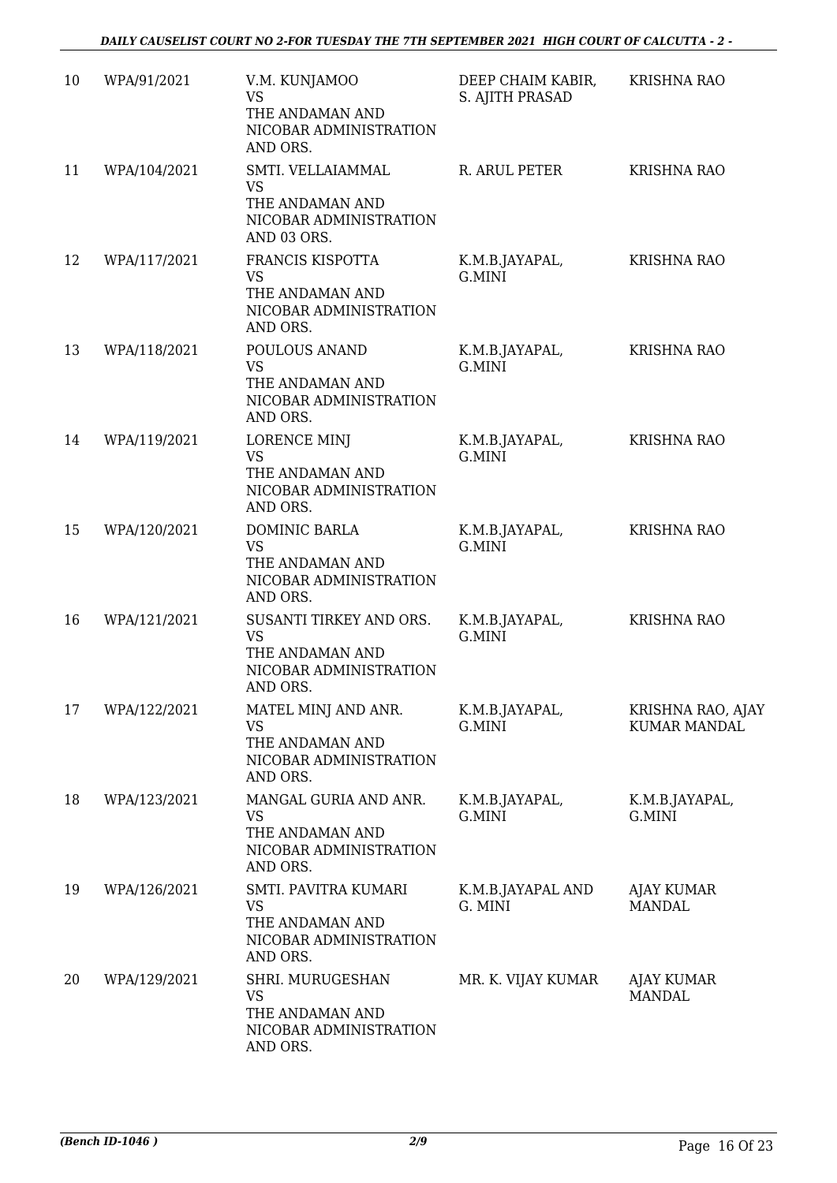| 10 | WPA/91/2021 | V.M. KUNJAMOO VS THE ANDAMAN AND NICOBAR ADMINISTRATION AND ORS. | DEEP CHAIM KABIR, S. AJITH PRASAD | KRISHNA RAO |
|---|---|---|---|---|
| 11 | WPA/104/2021 | SMTI. VELLAIAMMAL VS THE ANDAMAN AND NICOBAR ADMINISTRATION AND 03 ORS. | R. ARUL PETER | KRISHNA RAO |
| 12 | WPA/117/2021 | FRANCIS KISPOTTA VS THE ANDAMAN AND NICOBAR ADMINISTRATION AND ORS. | K.M.B.JAYAPAL, G.MINI | KRISHNA RAO |
| 13 | WPA/118/2021 | POULOUS ANAND VS THE ANDAMAN AND NICOBAR ADMINISTRATION AND ORS. | K.M.B.JAYAPAL, G.MINI | KRISHNA RAO |
| 14 | WPA/119/2021 | LORENCE MINJ VS THE ANDAMAN AND NICOBAR ADMINISTRATION AND ORS. | K.M.B.JAYAPAL, G.MINI | KRISHNA RAO |
| 15 | WPA/120/2021 | DOMINIC BARLA VS THE ANDAMAN AND NICOBAR ADMINISTRATION AND ORS. | K.M.B.JAYAPAL, G.MINI | KRISHNA RAO |
| 16 | WPA/121/2021 | SUSANTI TIRKEY AND ORS. VS THE ANDAMAN AND NICOBAR ADMINISTRATION AND ORS. | K.M.B.JAYAPAL, G.MINI | KRISHNA RAO |
| 17 | WPA/122/2021 | MATEL MINJ AND ANR. VS THE ANDAMAN AND NICOBAR ADMINISTRATION AND ORS. | K.M.B.JAYAPAL, G.MINI | KRISHNA RAO, AJAY KUMAR MANDAL |
| 18 | WPA/123/2021 | MANGAL GURIA AND ANR. VS THE ANDAMAN AND NICOBAR ADMINISTRATION AND ORS. | K.M.B.JAYAPAL, G.MINI | K.M.B.JAYAPAL, G.MINI |
| 19 | WPA/126/2021 | SMTI. PAVITRA KUMARI VS THE ANDAMAN AND NICOBAR ADMINISTRATION AND ORS. | K.M.B.JAYAPAL AND G. MINI | AJAY KUMAR MANDAL |
| 20 | WPA/129/2021 | SHRI. MURUGESHAN VS THE ANDAMAN AND NICOBAR ADMINISTRATION AND ORS. | MR. K. VIJAY KUMAR | AJAY KUMAR MANDAL |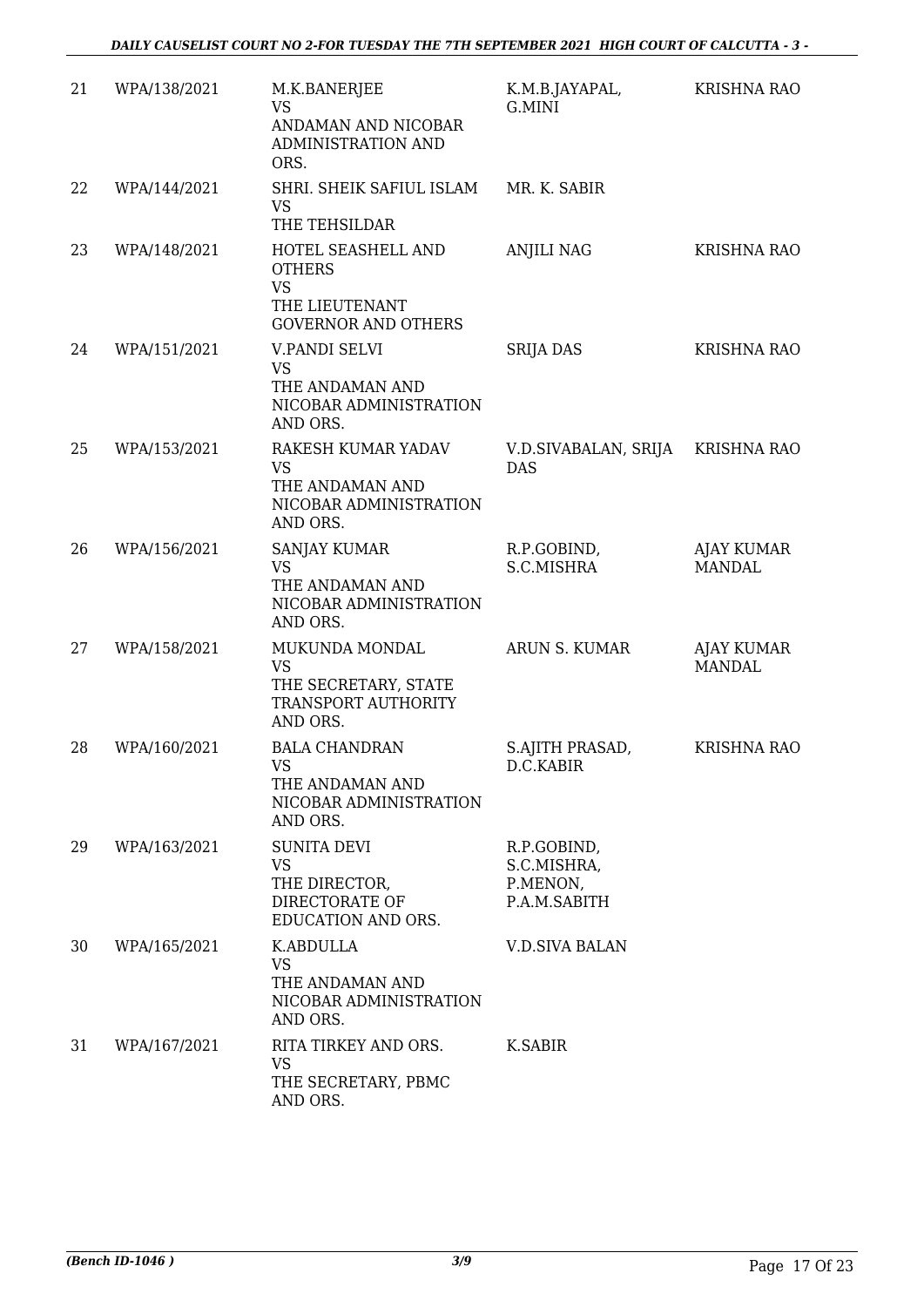| 21 | WPA/138/2021 | M.K.BANERJEE<br>VS<br>ANDAMAN AND NICOBAR ADMINISTRATION AND ORS. | K.M.B.JAYAPAL, G.MINI | KRISHNA RAO |
|---|---|---|---|---|
| 22 | WPA/144/2021 | SHRI. SHEIK SAFIUL ISLAM<br>VS<br>THE TEHSILDAR | MR. K. SABIR | |
| 23 | WPA/148/2021 | HOTEL SEASHELL AND OTHERS<br>VS<br>THE LIEUTENANT GOVERNOR AND OTHERS | ANJILI NAG | KRISHNA RAO |
| 24 | WPA/151/2021 | V.PANDI SELVI<br>VS<br>THE ANDAMAN AND NICOBAR ADMINISTRATION AND ORS. | SRIJA DAS | KRISHNA RAO |
| 25 | WPA/153/2021 | RAKESH KUMAR YADAV<br>VS<br>THE ANDAMAN AND NICOBAR ADMINISTRATION AND ORS. | V.D.SIVABALAN, SRIJA DAS | KRISHNA RAO |
| 26 | WPA/156/2021 | SANJAY KUMAR<br>VS<br>THE ANDAMAN AND NICOBAR ADMINISTRATION AND ORS. | R.P.GOBIND, S.C.MISHRA | AJAY KUMAR MANDAL |
| 27 | WPA/158/2021 | MUKUNDA MONDAL<br>VS<br>THE SECRETARY, STATE TRANSPORT AUTHORITY AND ORS. | ARUN S. KUMAR | AJAY KUMAR MANDAL |
| 28 | WPA/160/2021 | BALA CHANDRAN<br>VS<br>THE ANDAMAN AND NICOBAR ADMINISTRATION AND ORS. | S.AJITH PRASAD, D.C.KABIR | KRISHNA RAO |
| 29 | WPA/163/2021 | SUNITA DEVI<br>VS<br>THE DIRECTOR, DIRECTORATE OF EDUCATION AND ORS. | R.P.GOBIND, S.C.MISHRA, P.MENON, P.A.M.SABITH | |
| 30 | WPA/165/2021 | K.ABDULLA<br>VS<br>THE ANDAMAN AND NICOBAR ADMINISTRATION AND ORS. | V.D.SIVA BALAN | |
| 31 | WPA/167/2021 | RITA TIRKEY AND ORS.<br>VS<br>THE SECRETARY, PBMC AND ORS. | K.SABIR | |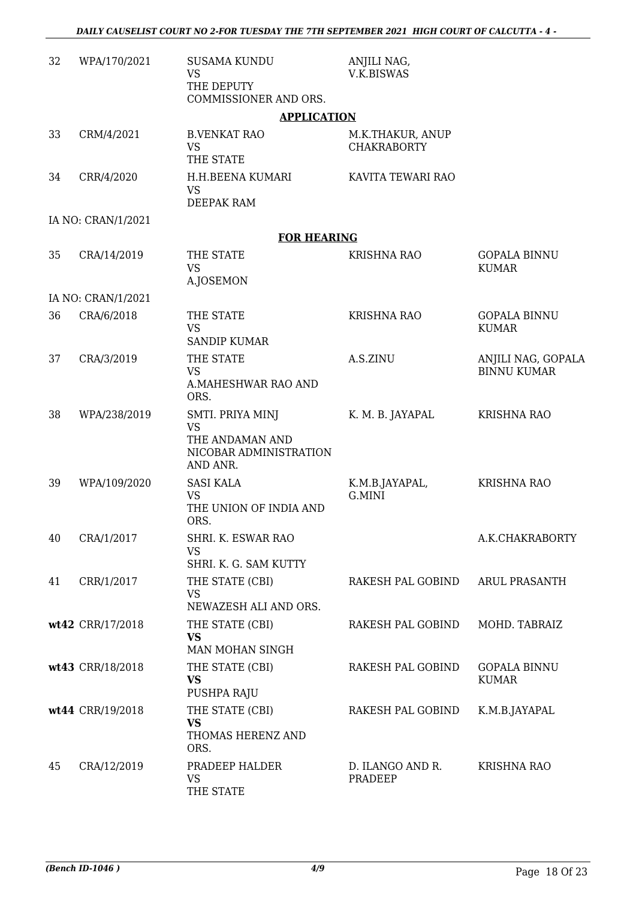| 32 | WPA/170/2021 | SUSAMA KUNDU<br>VS<br>THE DEPUTY COMMISSIONER AND ORS. | ANJILI NAG, V.K.BISWAS | |
|---|---|---|---|---|

**APPLICATION**

| 33 | CRM/4/2021 | B.VENKAT RAO<br>VS<br>THE STATE | M.K.THAKUR, ANUP CHAKRABORTY | |
|---|---|---|---|---|
| 34 | CRR/4/2020 | H.H.BEENA KUMARI<br>VS<br>DEEPAK RAM | KAVITA TEWARI RAO | |
| | IA NO: CRAN/1/2021 | | | |

**FOR HEARING**

| 35 | CRA/14/2019 | THE STATE<br>VS<br>A.JOSEMON | KRISHNA RAO | GOPALA BINNU KUMAR |
|---|---|---|---|---|
| | IA NO: CRAN/1/2021 | | | |
| 36 | CRA/6/2018 | THE STATE<br>VS<br>SANDIP KUMAR | KRISHNA RAO | GOPALA BINNU KUMAR |
| 37 | CRA/3/2019 | THE STATE<br>VS<br>A.MAHESHWAR RAO AND ORS. | A.S.ZINU | ANJILI NAG, GOPALA BINNU KUMAR |
| 38 | WPA/238/2019 | SMTI. PRIYA MINJ<br>VS<br>THE ANDAMAN AND NICOBAR ADMINISTRATION AND ANR. | K. M. B. JAYAPAL | KRISHNA RAO |
| 39 | WPA/109/2020 | SASI KALA<br>VS<br>THE UNION OF INDIA AND ORS. | K.M.B.JAYAPAL, G.MINI | KRISHNA RAO |
| 40 | CRA/1/2017 | SHRI. K. ESWAR RAO<br>VS<br>SHRI. K. G. SAM KUTTY | | A.K.CHAKRABORTY |
| 41 | CRR/1/2017 | THE STATE (CBI)<br>VS<br>NEWAZESH ALI AND ORS. | RAKESH PAL GOBIND | ARUL PRASANTH |
| **wt42** | CRR/17/2018 | THE STATE (CBI)<br>**VS**<br>MAN MOHAN SINGH | RAKESH PAL GOBIND | MOHD. TABRAIZ |
| **wt43** | CRR/18/2018 | THE STATE (CBI)<br>**VS**<br>PUSHPA RAJU | RAKESH PAL GOBIND | GOPALA BINNU KUMAR |
| **wt44** | CRR/19/2018 | THE STATE (CBI)<br>**VS**<br>THOMAS HERENZ AND ORS. | RAKESH PAL GOBIND | K.M.B.JAYAPAL |
| 45 | CRA/12/2019 | PRADEEP HALDER<br>VS<br>THE STATE | D. ILANGO AND R. PRADEEP | KRISHNA RAO |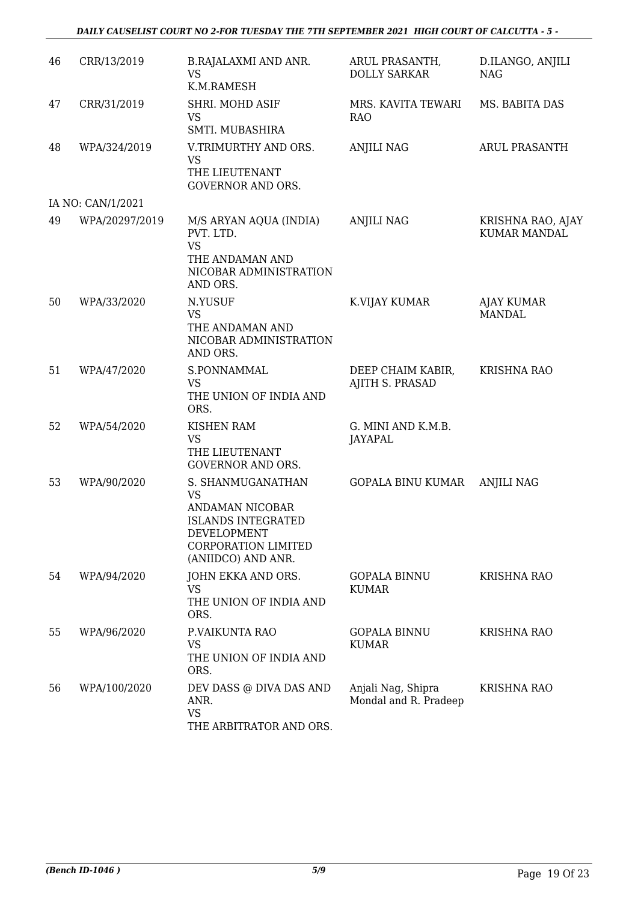| 46 | CRR/13/2019 | B.RAJALAXMI AND ANR.<br>VS<br>K.M.RAMESH | ARUL PRASANTH, DOLLY SARKAR | D.ILANGO, ANJILI NAG |
|---|---|---|---|---|
| 47 | CRR/31/2019 | SHRI. MOHD ASIF<br>VS<br>SMTI. MUBASHIRA | MRS. KAVITA TEWARI RAO | MS. BABITA DAS |
| 48 | WPA/324/2019 | V.TRIMURTHY AND ORS.<br>VS<br>THE LIEUTENANT GOVERNOR AND ORS. | ANJILI NAG | ARUL PRASANTH |
| | IA NO: CAN/1/2021 | | | |
| 49 | WPA/20297/2019 | M/S ARYAN AQUA (INDIA) PVT. LTD.<br>VS<br>THE ANDAMAN AND NICOBAR ADMINISTRATION AND ORS. | ANJILI NAG | KRISHNA RAO, AJAY KUMAR MANDAL |
| 50 | WPA/33/2020 | N.YUSUF<br>VS<br>THE ANDAMAN AND NICOBAR ADMINISTRATION AND ORS. | K.VIJAY KUMAR | AJAY KUMAR MANDAL |
| 51 | WPA/47/2020 | S.PONNAMMAL<br>VS<br>THE UNION OF INDIA AND ORS. | DEEP CHAIM KABIR, AJITH S. PRASAD | KRISHNA RAO |
| 52 | WPA/54/2020 | KISHEN RAM<br>VS<br>THE LIEUTENANT GOVERNOR AND ORS. | G. MINI AND K.M.B. JAYAPAL | |
| 53 | WPA/90/2020 | S. SHANMUGANATHAN<br>VS<br>ANDAMAN NICOBAR ISLANDS INTEGRATED DEVELOPMENT CORPORATION LIMITED (ANIIDCO) AND ANR. | GOPALA BINU KUMAR | ANJILI NAG |
| 54 | WPA/94/2020 | JOHN EKKA AND ORS.<br>VS<br>THE UNION OF INDIA AND ORS. | GOPALA BINNU KUMAR | KRISHNA RAO |
| 55 | WPA/96/2020 | P.VAIKUNTA RAO<br>VS<br>THE UNION OF INDIA AND ORS. | GOPALA BINNU KUMAR | KRISHNA RAO |
| 56 | WPA/100/2020 | DEV DASS @ DIVA DAS AND ANR.<br>VS<br>THE ARBITRATOR AND ORS. | Anjali Nag, Shipra Mondal and R. Pradeep | KRISHNA RAO |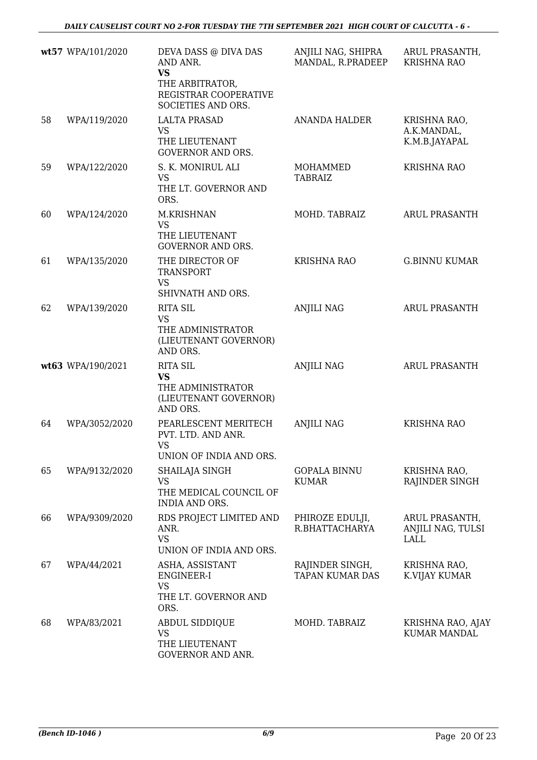| | | | | |
|---|---|---|---|---|
| wt57 | WPA/101/2020 | DEVA DASS @ DIVA DAS AND ANR.<br>**VS**<br>THE ARBITRATOR, REGISTRAR COOPERATIVE SOCIETIES AND ORS. | ANJILI NAG, SHIPRA MANDAL, R.PRADEEP | ARUL PRASANTH, KRISHNA RAO |
| 58 | WPA/119/2020 | LALTA PRASAD<br>VS<br>THE LIEUTENANT GOVERNOR AND ORS. | ANANDA HALDER | KRISHNA RAO, A.K.MANDAL, K.M.B.JAYAPAL |
| 59 | WPA/122/2020 | S. K. MONIRUL ALI<br>VS<br>THE LT. GOVERNOR AND ORS. | MOHAMMED TABRAIZ | KRISHNA RAO |
| 60 | WPA/124/2020 | M.KRISHNAN<br>VS<br>THE LIEUTENANT GOVERNOR AND ORS. | MOHD. TABRAIZ | ARUL PRASANTH |
| 61 | WPA/135/2020 | THE DIRECTOR OF TRANSPORT<br>VS<br>SHIVNATH AND ORS. | KRISHNA RAO | G.BINNU KUMAR |
| 62 | WPA/139/2020 | RITA SIL<br>VS<br>THE ADMINISTRATOR (LIEUTENANT GOVERNOR) AND ORS. | ANJILI NAG | ARUL PRASANTH |
| wt63 | WPA/190/2021 | RITA SIL<br>**VS**<br>THE ADMINISTRATOR (LIEUTENANT GOVERNOR) AND ORS. | ANJILI NAG | ARUL PRASANTH |
| 64 | WPA/3052/2020 | PEARLESCENT MERITECH PVT. LTD. AND ANR.<br>VS<br>UNION OF INDIA AND ORS. | ANJILI NAG | KRISHNA RAO |
| 65 | WPA/9132/2020 | SHAILAJA SINGH<br>VS<br>THE MEDICAL COUNCIL OF INDIA AND ORS. | GOPALA BINNU KUMAR | KRISHNA RAO, RAJINDER SINGH |
| 66 | WPA/9309/2020 | RDS PROJECT LIMITED AND ANR.<br>VS<br>UNION OF INDIA AND ORS. | PHIROZE EDULJI, R.BHATTACHARYA | ARUL PRASANTH, ANJILI NAG, TULSI LALL |
| 67 | WPA/44/2021 | ASHA, ASSISTANT ENGINEER-I<br>VS<br>THE LT. GOVERNOR AND ORS. | RAJINDER SINGH, TAPAN KUMAR DAS | KRISHNA RAO, K.VIJAY KUMAR |
| 68 | WPA/83/2021 | ABDUL SIDDIQUE<br>VS<br>THE LIEUTENANT GOVERNOR AND ANR. | MOHD. TABRAIZ | KRISHNA RAO, AJAY KUMAR MANDAL |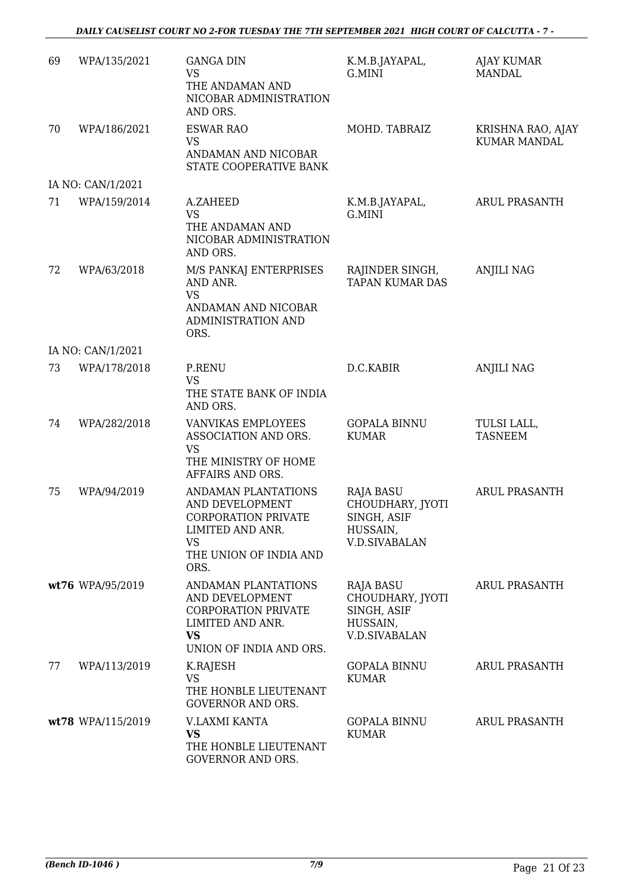| | | | | |
|---|---|---|---|---|
| 69 | WPA/135/2021 | GANGA DIN<br>VS<br>THE ANDAMAN AND NICOBAR ADMINISTRATION AND ORS. | K.M.B.JAYAPAL, G.MINI | AJAY KUMAR MANDAL |
| 70 | WPA/186/2021 | ESWAR RAO<br>VS<br>ANDAMAN AND NICOBAR STATE COOPERATIVE BANK | MOHD. TABRAIZ | KRISHNA RAO, AJAY KUMAR MANDAL |
| IA NO: CAN/1/2021 | | | | |
| 71 | WPA/159/2014 | A.ZAHEED<br>VS<br>THE ANDAMAN AND NICOBAR ADMINISTRATION AND ORS. | K.M.B.JAYAPAL, G.MINI | ARUL PRASANTH |
| 72 | WPA/63/2018 | M/S PANKAJ ENTERPRISES AND ANR.<br>VS<br>ANDAMAN AND NICOBAR ADMINISTRATION AND ORS. | RAJINDER SINGH, TAPAN KUMAR DAS | ANJILI NAG |
| IA NO: CAN/1/2021 | | | | |
| 73 | WPA/178/2018 | P.RENU<br>VS<br>THE STATE BANK OF INDIA AND ORS. | D.C.KABIR | ANJILI NAG |
| 74 | WPA/282/2018 | VANVIKAS EMPLOYEES ASSOCIATION AND ORS.<br>VS<br>THE MINISTRY OF HOME AFFAIRS AND ORS. | GOPALA BINNU KUMAR | TULSI LALL, TASNEEM |
| 75 | WPA/94/2019 | ANDAMAN PLANTATIONS AND DEVELOPMENT CORPORATION PRIVATE LIMITED AND ANR.<br>VS<br>THE UNION OF INDIA AND ORS. | RAJA BASU CHOUDHARY, JYOTI SINGH, ASIF HUSSAIN, V.D.SIVABALAN | ARUL PRASANTH |
| **wt76** | WPA/95/2019 | ANDAMAN PLANTATIONS AND DEVELOPMENT CORPORATION PRIVATE LIMITED AND ANR.<br>**VS**<br>UNION OF INDIA AND ORS. | RAJA BASU CHOUDHARY, JYOTI SINGH, ASIF HUSSAIN, V.D.SIVABALAN | ARUL PRASANTH |
| 77 | WPA/113/2019 | K.RAJESH<br>VS<br>THE HONBLE LIEUTENANT GOVERNOR AND ORS. | GOPALA BINNU KUMAR | ARUL PRASANTH |
| **wt78** | WPA/115/2019 | V.LAXMI KANTA<br>**VS**<br>THE HONBLE LIEUTENANT GOVERNOR AND ORS. | GOPALA BINNU KUMAR | ARUL PRASANTH |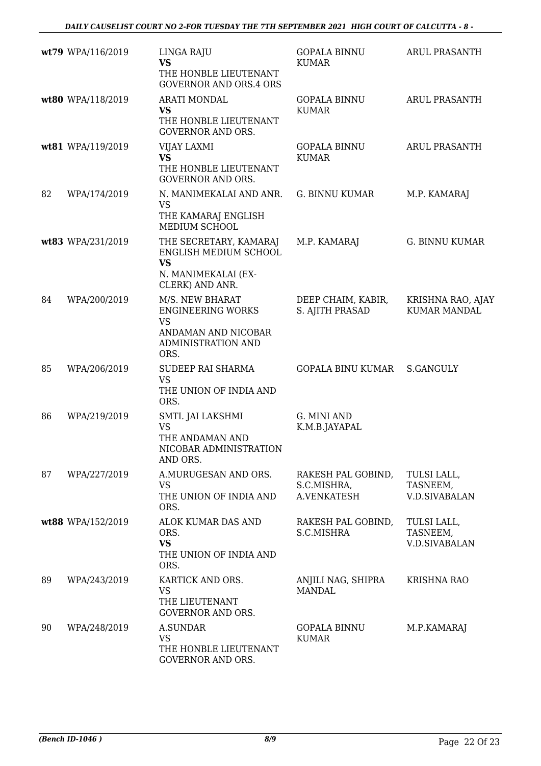| | | | | |
|---|---|---|---|---|
| **wt79** | WPA/116/2019 | LINGA RAJU<br>**VS**<br>THE HONBLE LIEUTENANT GOVERNOR AND ORS.4 ORS | GOPALA BINNU KUMAR | ARUL PRASANTH |
| **wt80** | WPA/118/2019 | ARATI MONDAL<br>**VS**<br>THE HONBLE LIEUTENANT GOVERNOR AND ORS. | GOPALA BINNU KUMAR | ARUL PRASANTH |
| **wt81** | WPA/119/2019 | VIJAY LAXMI<br>**VS**<br>THE HONBLE LIEUTENANT GOVERNOR AND ORS. | GOPALA BINNU KUMAR | ARUL PRASANTH |
| 82 | WPA/174/2019 | N. MANIMEKALAI AND ANR.<br>VS<br>THE KAMARAJ ENGLISH MEDIUM SCHOOL | G. BINNU KUMAR | M.P. KAMARAJ |
| **wt83** | WPA/231/2019 | THE SECRETARY, KAMARAJ ENGLISH MEDIUM SCHOOL<br>**VS**<br>N. MANIMEKALAI (EX-CLERK) AND ANR. | M.P. KAMARAJ | G. BINNU KUMAR |
| 84 | WPA/200/2019 | M/S. NEW BHARAT ENGINEERING WORKS<br>VS<br>ANDAMAN AND NICOBAR ADMINISTRATION AND ORS. | DEEP CHAIM, KABIR, S. AJITH PRASAD | KRISHNA RAO, AJAY KUMAR MANDAL |
| 85 | WPA/206/2019 | SUDEEP RAI SHARMA<br>VS<br>THE UNION OF INDIA AND ORS. | GOPALA BINU KUMAR | S.GANGULY |
| 86 | WPA/219/2019 | SMTI. JAI LAKSHMI<br>VS<br>THE ANDAMAN AND NICOBAR ADMINISTRATION AND ORS. | G. MINI AND K.M.B.JAYAPAL | |
| 87 | WPA/227/2019 | A.MURUGESAN AND ORS.<br>VS<br>THE UNION OF INDIA AND ORS. | RAKESH PAL GOBIND, S.C.MISHRA, A.VENKATESH | TULSI LALL, TASNEEM, V.D.SIVABALAN |
| **wt88** | WPA/152/2019 | ALOK KUMAR DAS AND ORS.<br>**VS**<br>THE UNION OF INDIA AND ORS. | RAKESH PAL GOBIND, S.C.MISHRA | TULSI LALL, TASNEEM, V.D.SIVABALAN |
| 89 | WPA/243/2019 | KARTICK AND ORS.<br>VS<br>THE LIEUTENANT GOVERNOR AND ORS. | ANJILI NAG, SHIPRA MANDAL | KRISHNA RAO |
| 90 | WPA/248/2019 | A.SUNDAR<br>VS<br>THE HONBLE LIEUTENANT GOVERNOR AND ORS. | GOPALA BINNU KUMAR | M.P.KAMARAJ |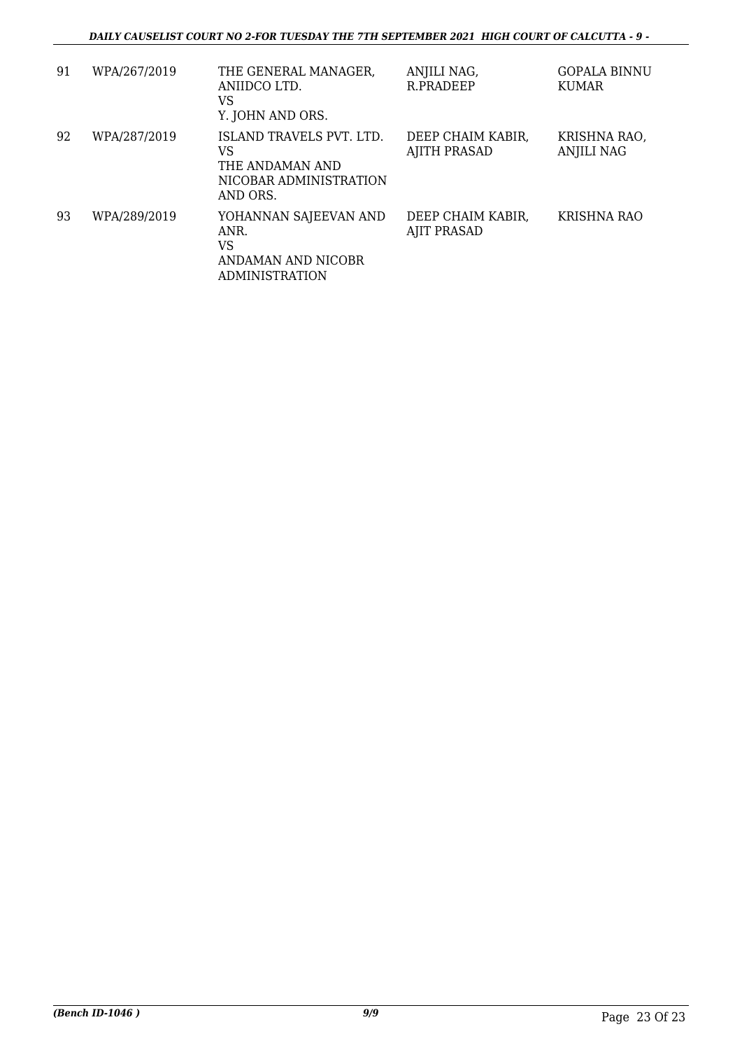| | | | | |
|---|---|---|---|---|
| 91 | WPA/267/2019 | THE GENERAL MANAGER, ANIIDCO LTD.<br>VS<br>Y. JOHN AND ORS. | ANJILI NAG, R.PRADEEP | GOPALA BINNU KUMAR |
| 92 | WPA/287/2019 | ISLAND TRAVELS PVT. LTD.<br>VS<br>THE ANDAMAN AND NICOBAR ADMINISTRATION AND ORS. | DEEP CHAIM KABIR, AJITH PRASAD | KRISHNA RAO, ANJILI NAG |
| 93 | WPA/289/2019 | YOHANNAN SAJEEVAN AND ANR.<br>VS<br>ANDAMAN AND NICOBR ADMINISTRATION | DEEP CHAIM KABIR, AJIT PRASAD | KRISHNA RAO |

*(Bench ID-1046 )* 9/9